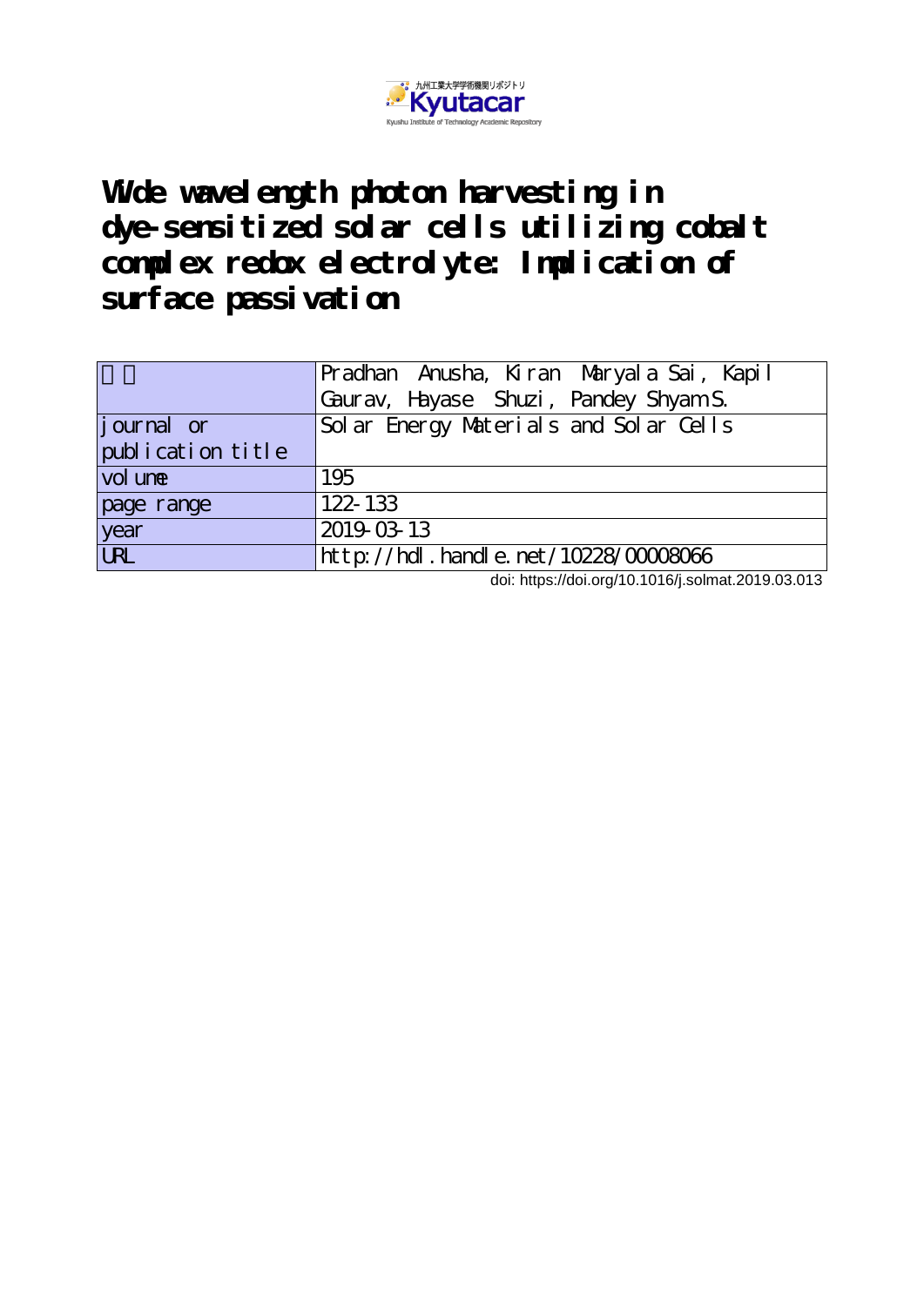九州工業大学学術機関リポジトリ Kyutacar Kyushu Institute of Technology Academic Repository

# Wide wavelength photon harvesting in dye-sensitized solar cells utilizing cobalt complex redox electrolyte: Implication of surface passivation

| 著者 | Pradhan Anusha, Kiran Maryala Sai, Kapil Gaurav, Hayase Shuzi, Pandey Shyam S. |
| --- | --- |
| journal or publication title | Solar Energy Materials and Solar Cells |
| volume | 195 |
| page range | 122-133 |
| year | 2019-03-13 |
| URL | http://hdl.handle.net/10228/00008066 |

doi: https://doi.org/10.1016/j.solmat.2019.03.013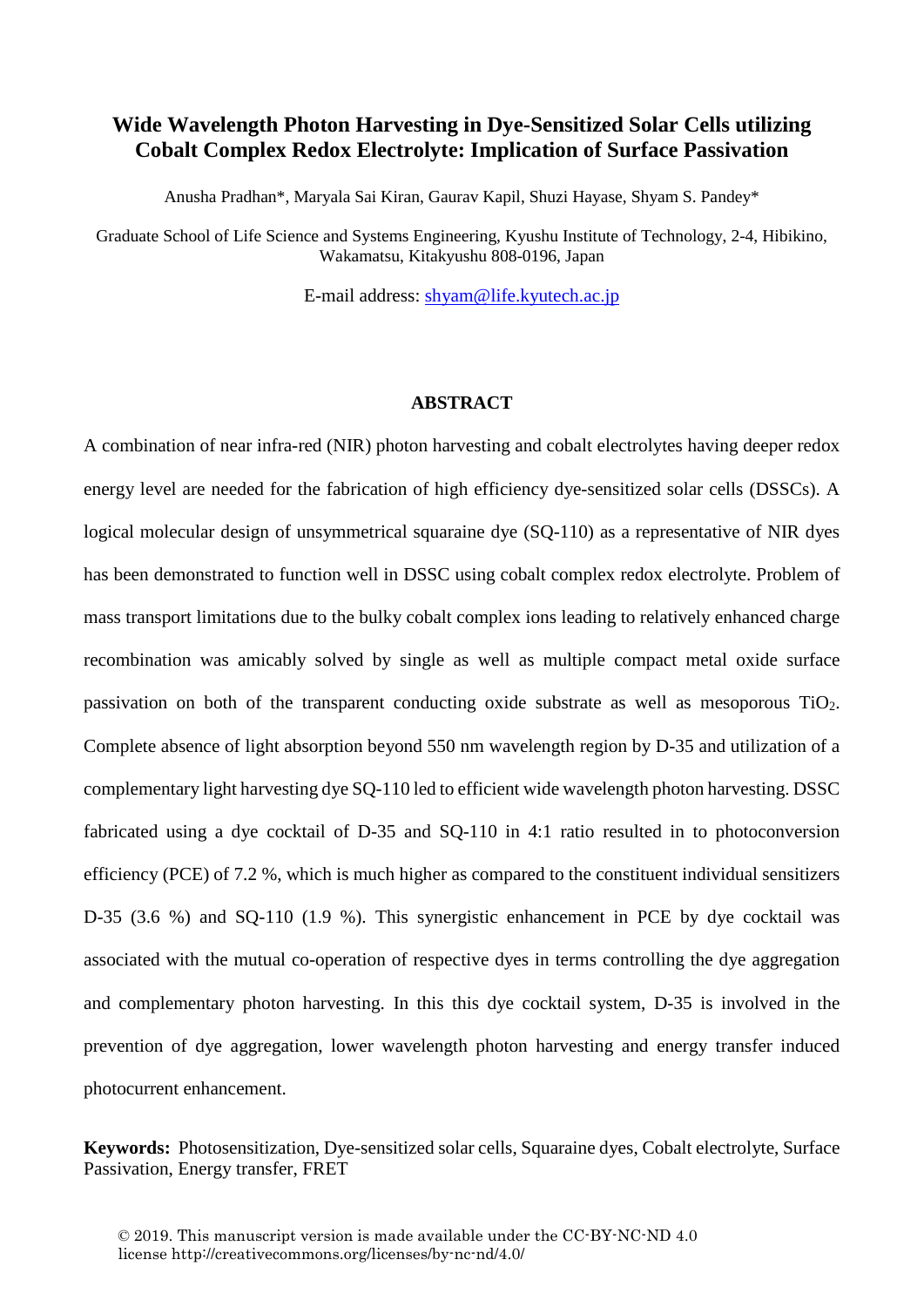# Wide Wavelength Photon Harvesting in Dye-Sensitized Solar Cells utilizing Cobalt Complex Redox Electrolyte: Implication of Surface Passivation

Anusha Pradhan*, Maryala Sai Kiran, Gaurav Kapil, Shuzi Hayase, Shyam S. Pandey*

Graduate School of Life Science and Systems Engineering, Kyushu Institute of Technology, 2-4, Hibikino, Wakamatsu, Kitakyushu 808-0196, Japan

E-mail address: shyam@life.kyutech.ac.jp

## ABSTRACT

A combination of near infra-red (NIR) photon harvesting and cobalt electrolytes having deeper redox energy level are needed for the fabrication of high efficiency dye-sensitized solar cells (DSSCs). A logical molecular design of unsymmetrical squaraine dye (SQ-110) as a representative of NIR dyes has been demonstrated to function well in DSSC using cobalt complex redox electrolyte. Problem of mass transport limitations due to the bulky cobalt complex ions leading to relatively enhanced charge recombination was amicably solved by single as well as multiple compact metal oxide surface passivation on both of the transparent conducting oxide substrate as well as mesoporous $TiO_2$. Complete absence of light absorption beyond 550 nm wavelength region by D-35 and utilization of a complementary light harvesting dye SQ-110 led to efficient wide wavelength photon harvesting. DSSC fabricated using a dye cocktail of D-35 and SQ-110 in 4:1 ratio resulted in to photoconversion efficiency (PCE) of 7.2 %, which is much higher as compared to the constituent individual sensitizers D-35 (3.6 %) and SQ-110 (1.9 %). This synergistic enhancement in PCE by dye cocktail was associated with the mutual co-operation of respective dyes in terms controlling the dye aggregation and complementary photon harvesting. In this this dye cocktail system, D-35 is involved in the prevention of dye aggregation, lower wavelength photon harvesting and energy transfer induced photocurrent enhancement.

**Keywords:** Photosensitization, Dye-sensitized solar cells, Squaraine dyes, Cobalt electrolyte, Surface Passivation, Energy transfer, FRET

© 2019. This manuscript version is made available under the CC-BY-NC-ND 4.0 license http://creativecommons.org/licenses/by-nc-nd/4.0/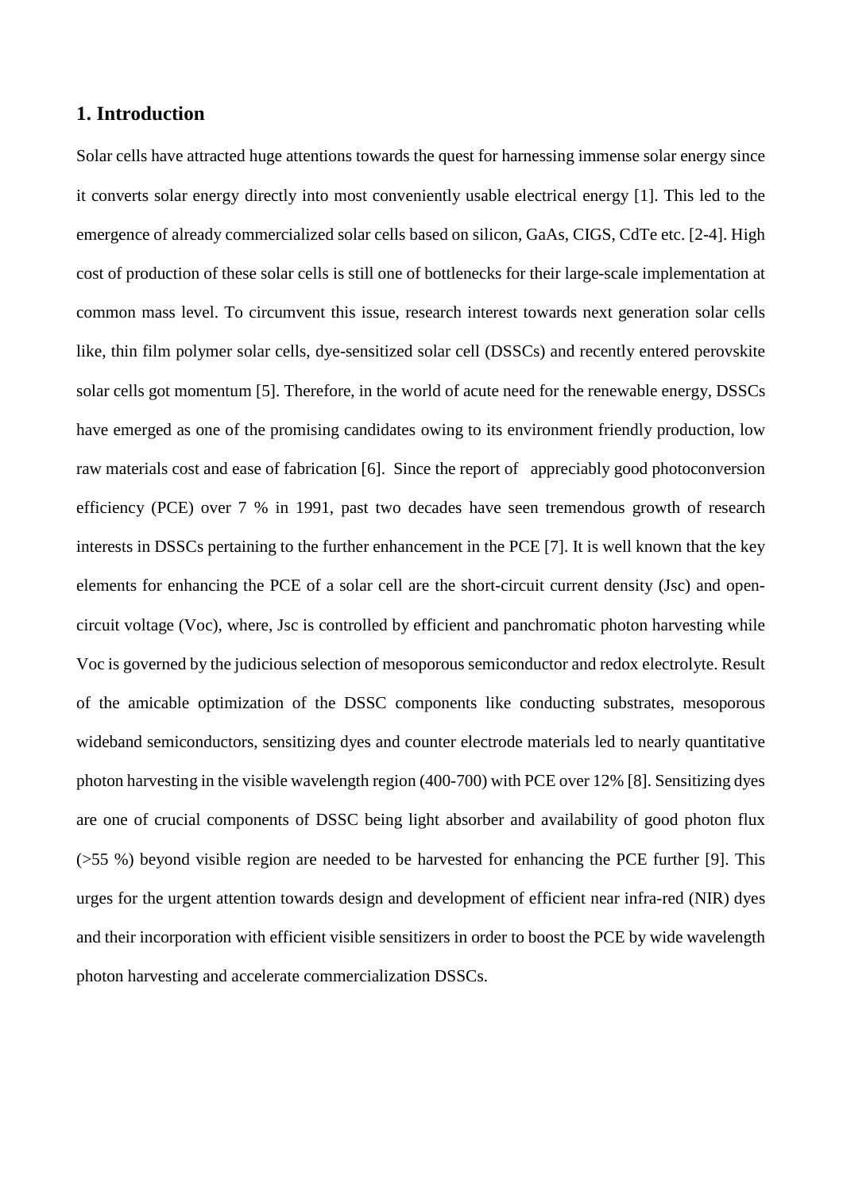## 1. Introduction

Solar cells have attracted huge attentions towards the quest for harnessing immense solar energy since it converts solar energy directly into most conveniently usable electrical energy [1]. This led to the emergence of already commercialized solar cells based on silicon, GaAs, CIGS, CdTe etc. [2-4]. High cost of production of these solar cells is still one of bottlenecks for their large-scale implementation at common mass level. To circumvent this issue, research interest towards next generation solar cells like, thin film polymer solar cells, dye-sensitized solar cell (DSSCs) and recently entered perovskite solar cells got momentum [5]. Therefore, in the world of acute need for the renewable energy, DSSCs have emerged as one of the promising candidates owing to its environment friendly production, low raw materials cost and ease of fabrication [6]. Since the report of appreciably good photoconversion efficiency (PCE) over 7 % in 1991, past two decades have seen tremendous growth of research interests in DSSCs pertaining to the further enhancement in the PCE [7]. It is well known that the key elements for enhancing the PCE of a solar cell are the short-circuit current density (Jsc) and open-circuit voltage (Voc), where, Jsc is controlled by efficient and panchromatic photon harvesting while Voc is governed by the judicious selection of mesoporous semiconductor and redox electrolyte. Result of the amicable optimization of the DSSC components like conducting substrates, mesoporous wideband semiconductors, sensitizing dyes and counter electrode materials led to nearly quantitative photon harvesting in the visible wavelength region (400-700) with PCE over 12% [8]. Sensitizing dyes are one of crucial components of DSSC being light absorber and availability of good photon flux (>55 %) beyond visible region are needed to be harvested for enhancing the PCE further [9]. This urges for the urgent attention towards design and development of efficient near infra-red (NIR) dyes and their incorporation with efficient visible sensitizers in order to boost the PCE by wide wavelength photon harvesting and accelerate commercialization DSSCs.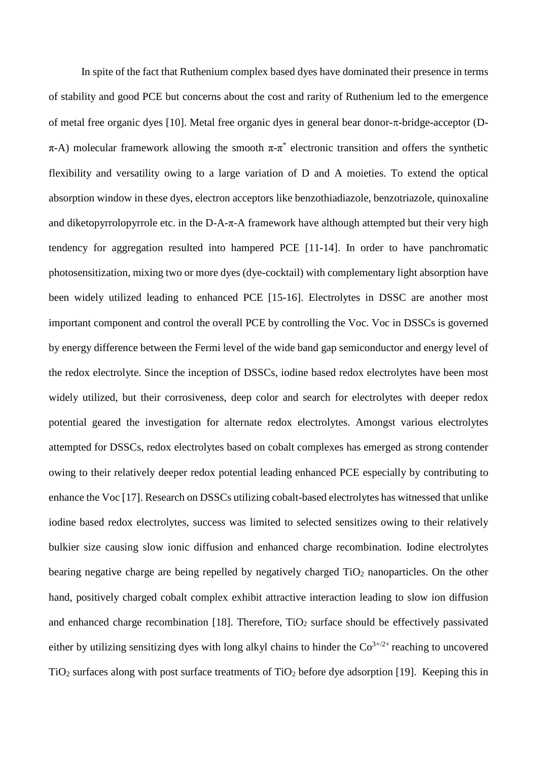In spite of the fact that Ruthenium complex based dyes have dominated their presence in terms of stability and good PCE but concerns about the cost and rarity of Ruthenium led to the emergence of metal free organic dyes [10]. Metal free organic dyes in general bear donor-π-bridge-acceptor (D-π-A) molecular framework allowing the smooth $\pi$-$\pi^*$ electronic transition and offers the synthetic flexibility and versatility owing to a large variation of D and A moieties. To extend the optical absorption window in these dyes, electron acceptors like benzothiadiazole, benzotriazole, quinoxaline and diketopyrrolopyrrole etc. in the D-A-π-A framework have although attempted but their very high tendency for aggregation resulted into hampered PCE [11-14]. In order to have panchromatic photosensitization, mixing two or more dyes (dye-cocktail) with complementary light absorption have been widely utilized leading to enhanced PCE [15-16]. Electrolytes in DSSC are another most important component and control the overall PCE by controlling the Voc. Voc in DSSCs is governed by energy difference between the Fermi level of the wide band gap semiconductor and energy level of the redox electrolyte. Since the inception of DSSCs, iodine based redox electrolytes have been most widely utilized, but their corrosiveness, deep color and search for electrolytes with deeper redox potential geared the investigation for alternate redox electrolytes. Amongst various electrolytes attempted for DSSCs, redox electrolytes based on cobalt complexes has emerged as strong contender owing to their relatively deeper redox potential leading enhanced PCE especially by contributing to enhance the Voc [17]. Research on DSSCs utilizing cobalt-based electrolytes has witnessed that unlike iodine based redox electrolytes, success was limited to selected sensitizes owing to their relatively bulkier size causing slow ionic diffusion and enhanced charge recombination. Iodine electrolytes bearing negative charge are being repelled by negatively charged $TiO_2$ nanoparticles. On the other hand, positively charged cobalt complex exhibit attractive interaction leading to slow ion diffusion and enhanced charge recombination [18]. Therefore, $TiO_2$ surface should be effectively passivated either by utilizing sensitizing dyes with long alkyl chains to hinder the $Co^{3+/2+}$ reaching to uncovered $TiO_2$ surfaces along with post surface treatments of $TiO_2$ before dye adsorption [19]. Keeping this in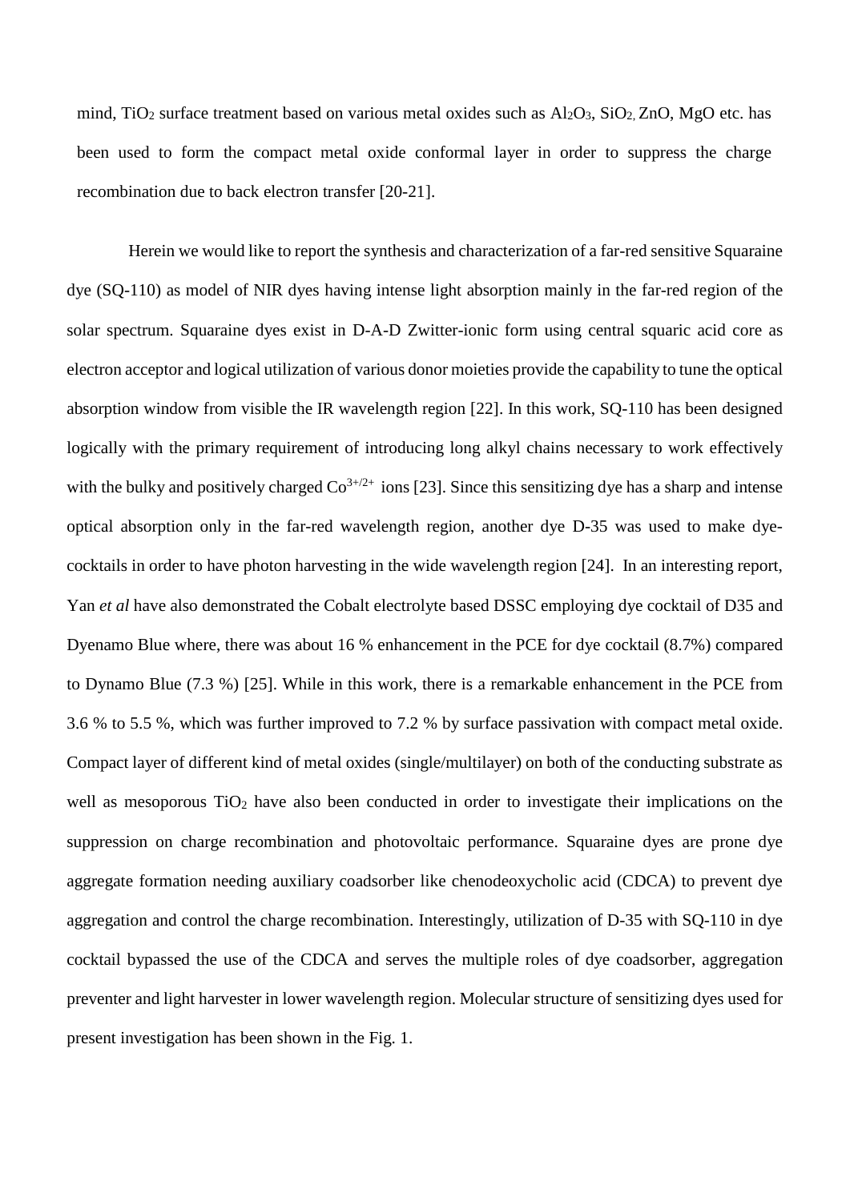mind, $TiO_2$ surface treatment based on various metal oxides such as $Al_2O_3$, $SiO_2$, ZnO, MgO etc. has been used to form the compact metal oxide conformal layer in order to suppress the charge recombination due to back electron transfer [20-21].

Herein we would like to report the synthesis and characterization of a far-red sensitive Squaraine dye (SQ-110) as model of NIR dyes having intense light absorption mainly in the far-red region of the solar spectrum. Squaraine dyes exist in D-A-D Zwitter-ionic form using central squaric acid core as electron acceptor and logical utilization of various donor moieties provide the capability to tune the optical absorption window from visible the IR wavelength region [22]. In this work, SQ-110 has been designed logically with the primary requirement of introducing long alkyl chains necessary to work effectively with the bulky and positively charged $Co^{3+/2+}$ ions [23]. Since this sensitizing dye has a sharp and intense optical absorption only in the far-red wavelength region, another dye D-35 was used to make dye-cocktails in order to have photon harvesting in the wide wavelength region [24]. In an interesting report, Yan *et al* have also demonstrated the Cobalt electrolyte based DSSC employing dye cocktail of D35 and Dyenamo Blue where, there was about 16 % enhancement in the PCE for dye cocktail (8.7%) compared to Dynamo Blue (7.3 %) [25]. While in this work, there is a remarkable enhancement in the PCE from 3.6 % to 5.5 %, which was further improved to 7.2 % by surface passivation with compact metal oxide. Compact layer of different kind of metal oxides (single/multilayer) on both of the conducting substrate as well as mesoporous $TiO_2$ have also been conducted in order to investigate their implications on the suppression on charge recombination and photovoltaic performance. Squaraine dyes are prone dye aggregate formation needing auxiliary coadsorber like chenodeoxycholic acid (CDCA) to prevent dye aggregation and control the charge recombination. Interestingly, utilization of D-35 with SQ-110 in dye cocktail bypassed the use of the CDCA and serves the multiple roles of dye coadsorber, aggregation preventer and light harvester in lower wavelength region. Molecular structure of sensitizing dyes used for present investigation has been shown in the Fig. 1.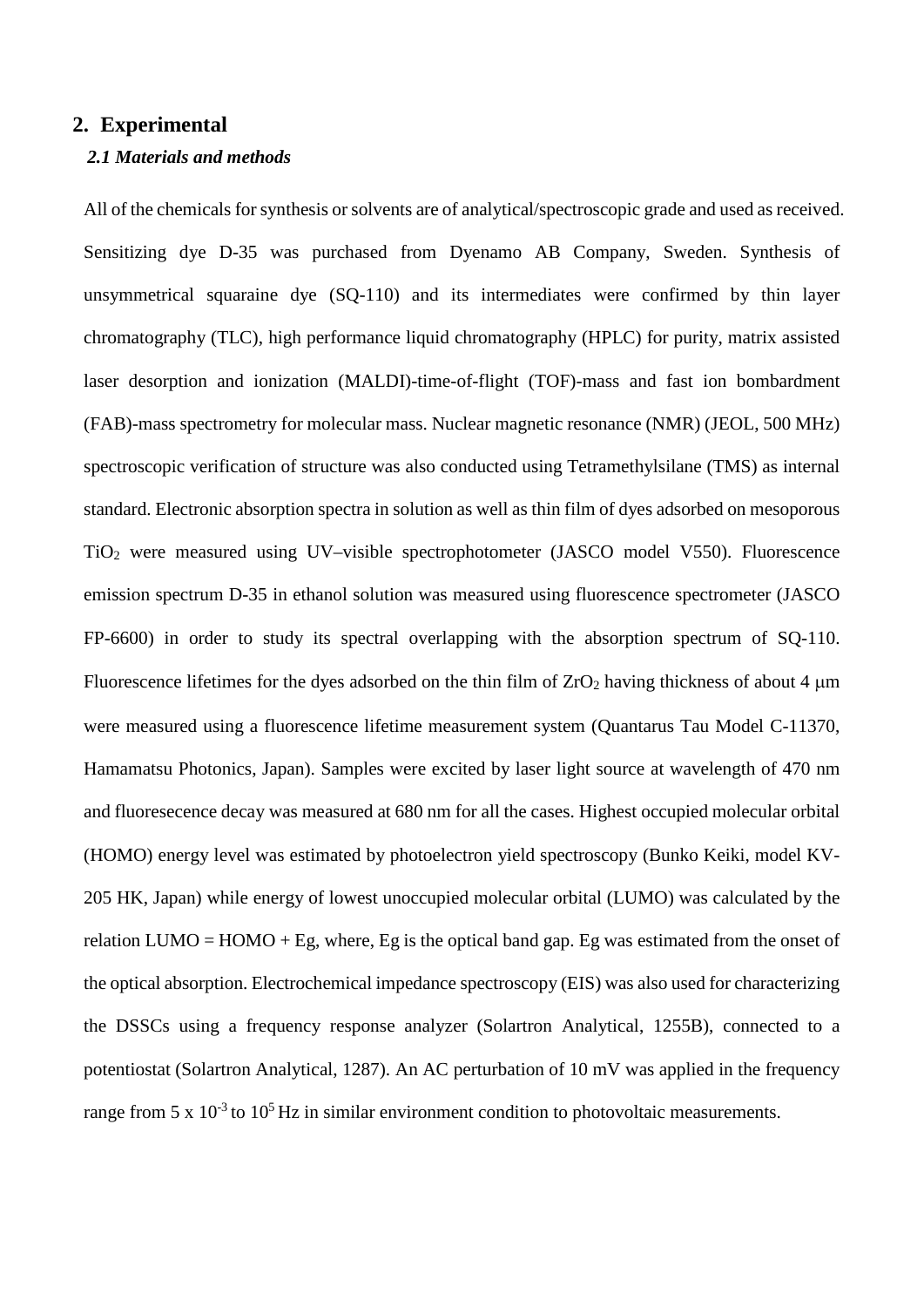## 2. Experimental

### *2.1 Materials and methods*

All of the chemicals for synthesis or solvents are of analytical/spectroscopic grade and used as received. Sensitizing dye D-35 was purchased from Dyenamo AB Company, Sweden. Synthesis of unsymmetrical squaraine dye (SQ-110) and its intermediates were confirmed by thin layer chromatography (TLC), high performance liquid chromatography (HPLC) for purity, matrix assisted laser desorption and ionization (MALDI)-time-of-flight (TOF)-mass and fast ion bombardment (FAB)-mass spectrometry for molecular mass. Nuclear magnetic resonance (NMR) (JEOL, 500 MHz) spectroscopic verification of structure was also conducted using Tetramethylsilane (TMS) as internal standard. Electronic absorption spectra in solution as well as thin film of dyes adsorbed on mesoporous $TiO_2$ were measured using UV–visible spectrophotometer (JASCO model V550). Fluorescence emission spectrum D-35 in ethanol solution was measured using fluorescence spectrometer (JASCO FP-6600) in order to study its spectral overlapping with the absorption spectrum of SQ-110. Fluorescence lifetimes for the dyes adsorbed on the thin film of $ZrO_2$ having thickness of about 4 μm were measured using a fluorescence lifetime measurement system (Quantarus Tau Model C-11370, Hamamatsu Photonics, Japan). Samples were excited by laser light source at wavelength of 470 nm and fluoresecence decay was measured at 680 nm for all the cases. Highest occupied molecular orbital (HOMO) energy level was estimated by photoelectron yield spectroscopy (Bunko Keiki, model KV-205 HK, Japan) while energy of lowest unoccupied molecular orbital (LUMO) was calculated by the relation LUMO = HOMO + Eg, where, Eg is the optical band gap. Eg was estimated from the onset of the optical absorption. Electrochemical impedance spectroscopy (EIS) was also used for characterizing the DSSCs using a frequency response analyzer (Solartron Analytical, 1255B), connected to a potentiostat (Solartron Analytical, 1287). An AC perturbation of 10 mV was applied in the frequency range from $5 \times 10^{-3}$ to $10^{5}$ Hz in similar environment condition to photovoltaic measurements.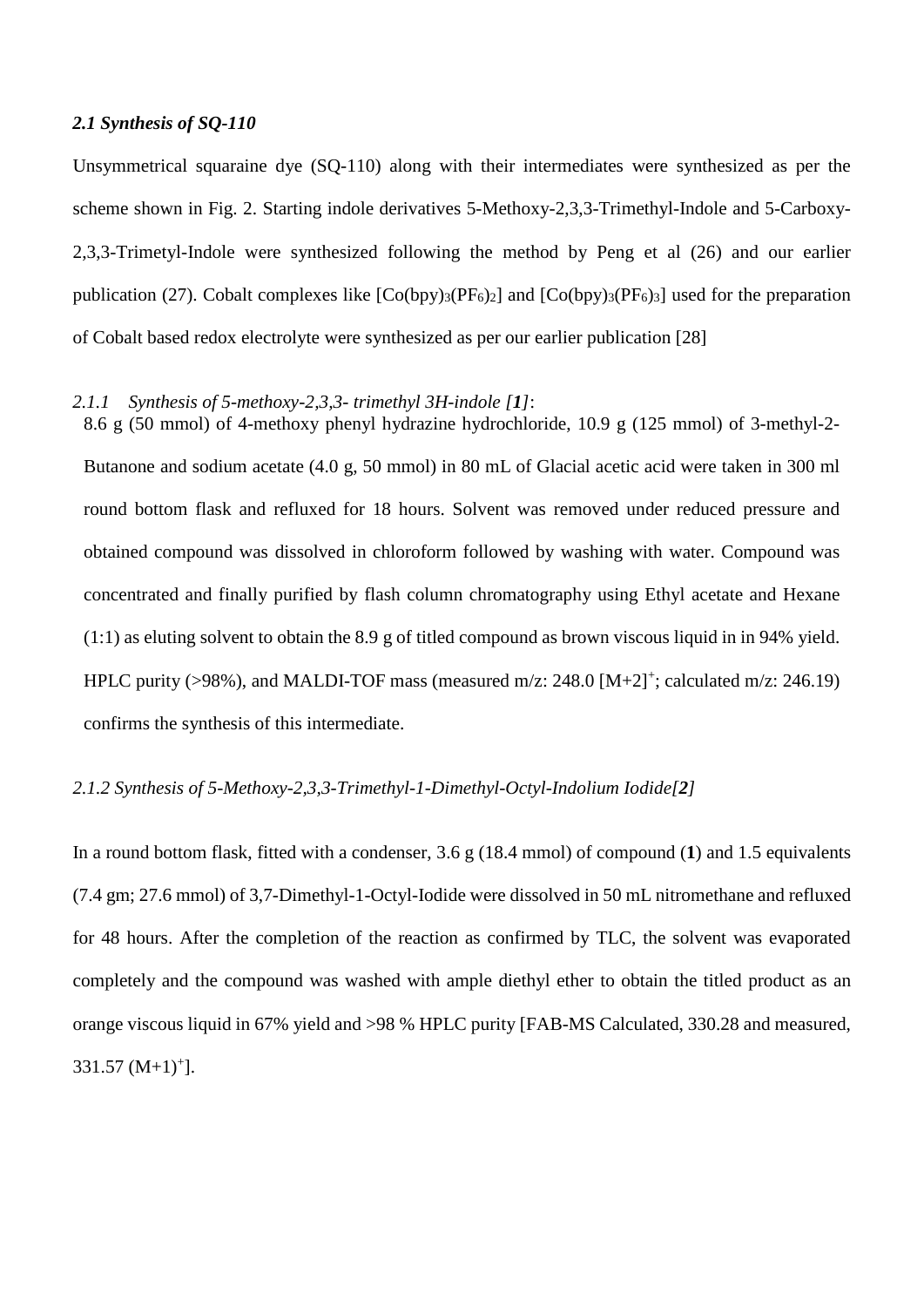### *2.1 Synthesis of SQ-110*

Unsymmetrical squaraine dye (SQ-110) along with their intermediates were synthesized as per the scheme shown in Fig. 2. Starting indole derivatives 5-Methoxy-2,3,3-Trimethyl-Indole and 5-Carboxy-2,3,3-Trimetyl-Indole were synthesized following the method by Peng et al (26) and our earlier publication (27). Cobalt complexes like $[Co(bpy)_3(PF_6)_2]$ and $[Co(bpy)_3(PF_6)_3]$ used for the preparation of Cobalt based redox electrolyte were synthesized as per our earlier publication [28]

#### *2.1.1 Synthesis of 5-methoxy-2,3,3- trimethyl 3H-indole [**1**]*:

8.6 g (50 mmol) of 4-methoxy phenyl hydrazine hydrochloride, 10.9 g (125 mmol) of 3-methyl-2-Butanone and sodium acetate (4.0 g, 50 mmol) in 80 mL of Glacial acetic acid were taken in 300 ml round bottom flask and refluxed for 18 hours. Solvent was removed under reduced pressure and obtained compound was dissolved in chloroform followed by washing with water. Compound was concentrated and finally purified by flash column chromatography using Ethyl acetate and Hexane (1:1) as eluting solvent to obtain the 8.9 g of titled compound as brown viscous liquid in in 94% yield. HPLC purity (>98%), and MALDI-TOF mass (measured m/z: 248.0 $[M+2]^+$; calculated m/z: 246.19) confirms the synthesis of this intermediate.

#### *2.1.2 Synthesis of 5-Methoxy-2,3,3-Trimethyl-1-Dimethyl-Octyl-Indolium Iodide[**2**]*

In a round bottom flask, fitted with a condenser, 3.6 g (18.4 mmol) of compound (**1**) and 1.5 equivalents (7.4 gm; 27.6 mmol) of 3,7-Dimethyl-1-Octyl-Iodide were dissolved in 50 mL nitromethane and refluxed for 48 hours. After the completion of the reaction as confirmed by TLC, the solvent was evaporated completely and the compound was washed with ample diethyl ether to obtain the titled product as an orange viscous liquid in 67% yield and >98 % HPLC purity [FAB-MS Calculated, 330.28 and measured, 331.57 $(M+1)^+$].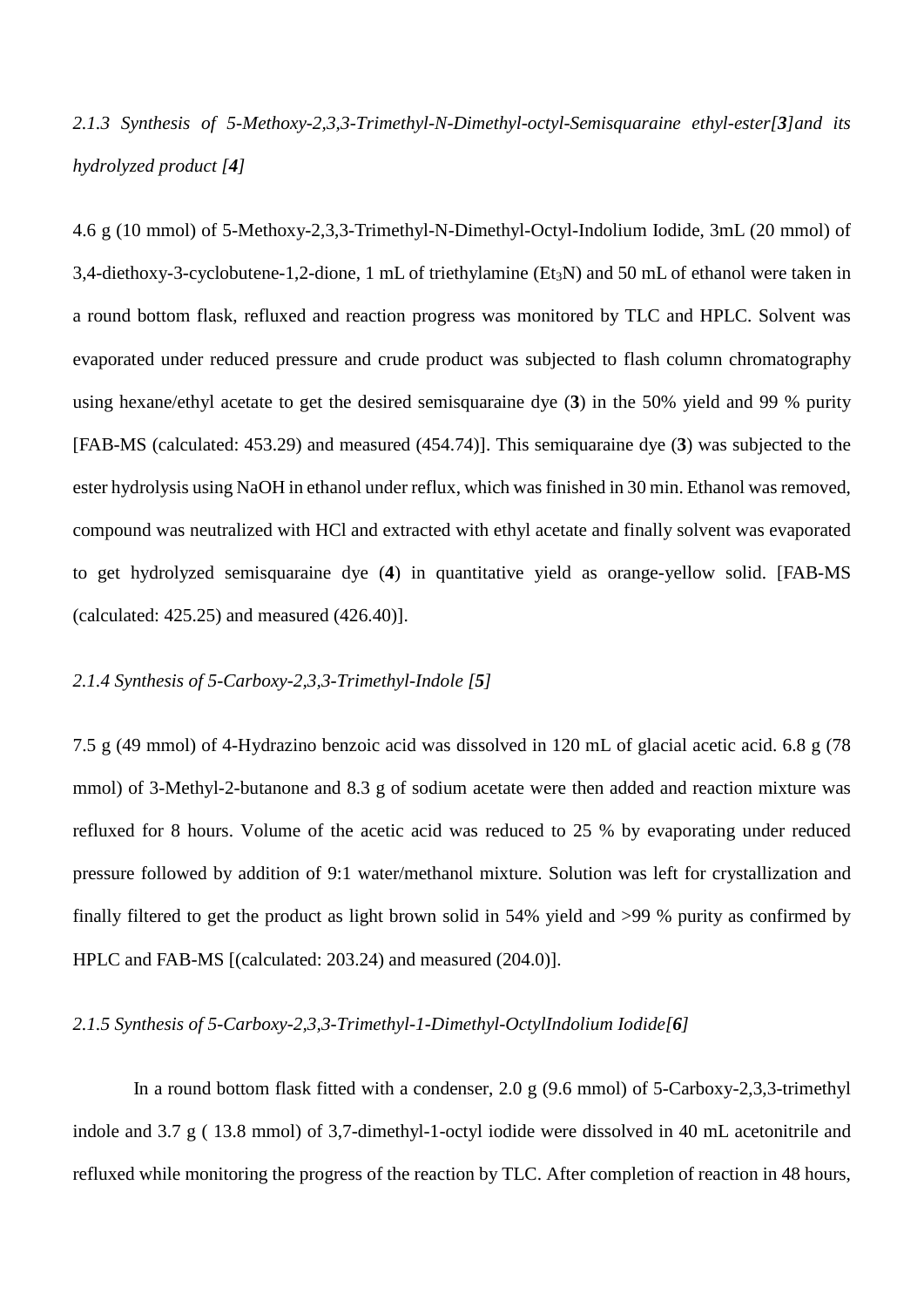*2.1.3 Synthesis of 5-Methoxy-2,3,3-Trimethyl-N-Dimethyl-octyl-Semisquaraine ethyl-ester[**3**]and its hydrolyzed product [**4**]*

4.6 g (10 mmol) of 5-Methoxy-2,3,3-Trimethyl-N-Dimethyl-Octyl-Indolium Iodide, 3mL (20 mmol) of 3,4-diethoxy-3-cyclobutene-1,2-dione, 1 mL of triethylamine ($Et_3N$) and 50 mL of ethanol were taken in a round bottom flask, refluxed and reaction progress was monitored by TLC and HPLC. Solvent was evaporated under reduced pressure and crude product was subjected to flash column chromatography using hexane/ethyl acetate to get the desired semisquaraine dye (**3**) in the 50% yield and 99 % purity [FAB-MS (calculated: 453.29) and measured (454.74)]. This semiquaraine dye (**3**) was subjected to the ester hydrolysis using NaOH in ethanol under reflux, which was finished in 30 min. Ethanol was removed, compound was neutralized with HCl and extracted with ethyl acetate and finally solvent was evaporated to get hydrolyzed semisquaraine dye (**4**) in quantitative yield as orange-yellow solid. [FAB-MS (calculated: 425.25) and measured (426.40)].

*2.1.4 Synthesis of 5-Carboxy-2,3,3-Trimethyl-Indole [**5**]*

7.5 g (49 mmol) of 4-Hydrazino benzoic acid was dissolved in 120 mL of glacial acetic acid. 6.8 g (78 mmol) of 3-Methyl-2-butanone and 8.3 g of sodium acetate were then added and reaction mixture was refluxed for 8 hours. Volume of the acetic acid was reduced to 25 % by evaporating under reduced pressure followed by addition of 9:1 water/methanol mixture. Solution was left for crystallization and finally filtered to get the product as light brown solid in 54% yield and >99 % purity as confirmed by HPLC and FAB-MS [(calculated: 203.24) and measured (204.0)].

*2.1.5 Synthesis of 5-Carboxy-2,3,3-Trimethyl-1-Dimethyl-OctylIndolium Iodide[**6**]*

In a round bottom flask fitted with a condenser, 2.0 g (9.6 mmol) of 5-Carboxy-2,3,3-trimethyl indole and 3.7 g ( 13.8 mmol) of 3,7-dimethyl-1-octyl iodide were dissolved in 40 mL acetonitrile and refluxed while monitoring the progress of the reaction by TLC. After completion of reaction in 48 hours,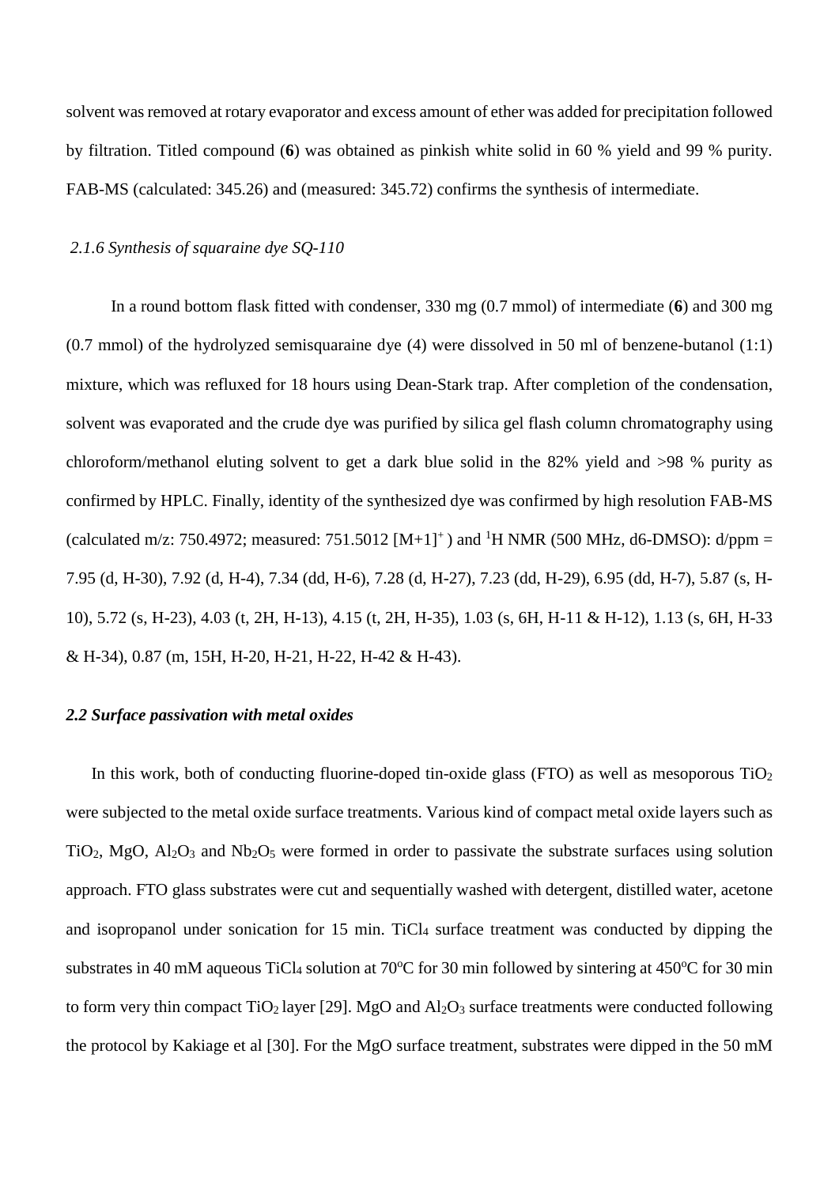solvent was removed at rotary evaporator and excess amount of ether was added for precipitation followed by filtration. Titled compound (**6**) was obtained as pinkish white solid in 60 % yield and 99 % purity. FAB-MS (calculated: 345.26) and (measured: 345.72) confirms the synthesis of intermediate.

### *2.1.6 Synthesis of squaraine dye SQ-110*

In a round bottom flask fitted with condenser, 330 mg (0.7 mmol) of intermediate (**6**) and 300 mg (0.7 mmol) of the hydrolyzed semisquaraine dye (4) were dissolved in 50 ml of benzene-butanol (1:1) mixture, which was refluxed for 18 hours using Dean-Stark trap. After completion of the condensation, solvent was evaporated and the crude dye was purified by silica gel flash column chromatography using chloroform/methanol eluting solvent to get a dark blue solid in the 82% yield and >98 % purity as confirmed by HPLC. Finally, identity of the synthesized dye was confirmed by high resolution FAB-MS (calculated m/z: 750.4972; measured: 751.5012 $[M+1]^+$) and $^1$H NMR (500 MHz, d6-DMSO): d/ppm = 7.95 (d, H-30), 7.92 (d, H-4), 7.34 (dd, H-6), 7.28 (d, H-27), 7.23 (dd, H-29), 6.95 (dd, H-7), 5.87 (s, H-10), 5.72 (s, H-23), 4.03 (t, 2H, H-13), 4.15 (t, 2H, H-35), 1.03 (s, 6H, H-11 & H-12), 1.13 (s, 6H, H-33 & H-34), 0.87 (m, 15H, H-20, H-21, H-22, H-42 & H-43).

## ***2.2 Surface passivation with metal oxides***

In this work, both of conducting fluorine-doped tin-oxide glass (FTO) as well as mesoporous $TiO_2$ were subjected to the metal oxide surface treatments. Various kind of compact metal oxide layers such as $TiO_2$, MgO, $Al_2O_3$ and $Nb_2O_5$ were formed in order to passivate the substrate surfaces using solution approach. FTO glass substrates were cut and sequentially washed with detergent, distilled water, acetone and isopropanol under sonication for 15 min. $TiCl_4$ surface treatment was conducted by dipping the substrates in 40 mM aqueous $TiCl_4$ solution at 70$^o$C for 30 min followed by sintering at 450$^o$C for 30 min to form very thin compact $TiO_2$ layer [29]. MgO and $Al_2O_3$ surface treatments were conducted following the protocol by Kakiage et al [30]. For the MgO surface treatment, substrates were dipped in the 50 mM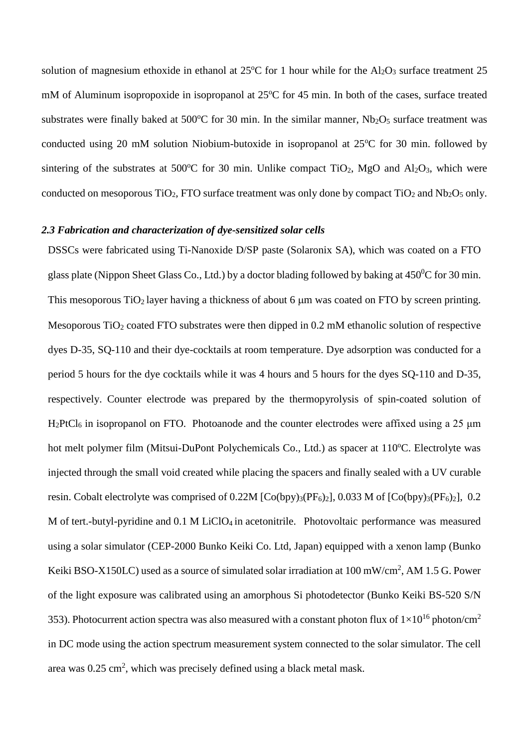solution of magnesium ethoxide in ethanol at 25$^{o}$C for 1 hour while for the $Al_2O_3$ surface treatment 25 mM of Aluminum isopropoxide in isopropanol at 25$^{o}$C for 45 min. In both of the cases, surface treated substrates were finally baked at 500$^{o}$C for 30 min. In the similar manner, $Nb_2O_5$ surface treatment was conducted using 20 mM solution Niobium-butoxide in isopropanol at 25$^{o}$C for 30 min. followed by sintering of the substrates at 500$^{o}$C for 30 min. Unlike compact $TiO_2$, MgO and $Al_2O_3$, which were conducted on mesoporous $TiO_2$, FTO surface treatment was only done by compact $TiO_2$ and $Nb_2O_5$ only.

### *2.3 Fabrication and characterization of dye-sensitized solar cells*

DSSCs were fabricated using Ti-Nanoxide D/SP paste (Solaronix SA), which was coated on a FTO glass plate (Nippon Sheet Glass Co., Ltd.) by a doctor blading followed by baking at 450$^{0}$C for 30 min. This mesoporous $TiO_2$ layer having a thickness of about 6 μm was coated on FTO by screen printing. Mesoporous $TiO_2$ coated FTO substrates were then dipped in 0.2 mM ethanolic solution of respective dyes D-35, SQ-110 and their dye-cocktails at room temperature. Dye adsorption was conducted for a period 5 hours for the dye cocktails while it was 4 hours and 5 hours for the dyes SQ-110 and D-35, respectively. Counter electrode was prepared by the thermopyrolysis of spin-coated solution of $H_2PtCl_6$ in isopropanol on FTO. Photoanode and the counter electrodes were affixed using a 25 μm hot melt polymer film (Mitsui-DuPont Polychemicals Co., Ltd.) as spacer at 110$^{o}$C. Electrolyte was injected through the small void created while placing the spacers and finally sealed with a UV curable resin. Cobalt electrolyte was comprised of 0.22M $[Co(bpy)_3(PF_6)_2]$, 0.033 M of $[Co(bpy)_3(PF_6)_2]$, 0.2 M of tert.-butyl-pyridine and 0.1 M $LiClO_4$ in acetonitrile. Photovoltaic performance was measured using a solar simulator (CEP-2000 Bunko Keiki Co. Ltd, Japan) equipped with a xenon lamp (Bunko Keiki BSO-X150LC) used as a source of simulated solar irradiation at 100 mW/cm$^2$, AM 1.5 G. Power of the light exposure was calibrated using an amorphous Si photodetector (Bunko Keiki BS-520 S/N 353). Photocurrent action spectra was also measured with a constant photon flux of $1\times10^{16}$ photon/cm$^2$ in DC mode using the action spectrum measurement system connected to the solar simulator. The cell area was 0.25 cm$^2$, which was precisely defined using a black metal mask.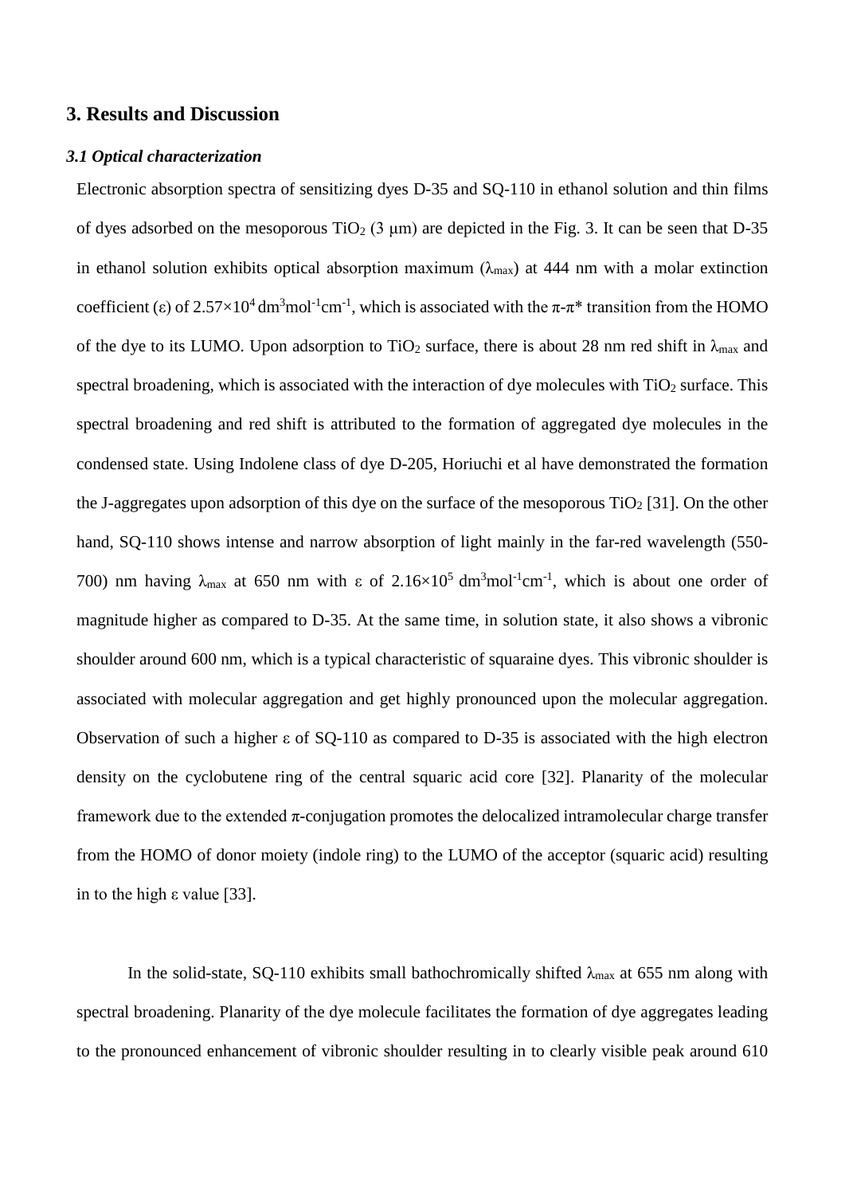## 3. Results and Discussion

### *3.1 Optical characterization*

Electronic absorption spectra of sensitizing dyes D-35 and SQ-110 in ethanol solution and thin films of dyes adsorbed on the mesoporous $TiO_2$ (3 μm) are depicted in the Fig. 3. It can be seen that D-35 in ethanol solution exhibits optical absorption maximum ($\lambda_{max}$) at 444 nm with a molar extinction coefficient (ε) of $2.57 \times 10^4$ $dm^3mol^{-1}cm^{-1}$, which is associated with the π-π* transition from the HOMO of the dye to its LUMO. Upon adsorption to $TiO_2$ surface, there is about 28 nm red shift in $\lambda_{max}$ and spectral broadening, which is associated with the interaction of dye molecules with $TiO_2$ surface. This spectral broadening and red shift is attributed to the formation of aggregated dye molecules in the condensed state. Using Indolene class of dye D-205, Horiuchi et al have demonstrated the formation the J-aggregates upon adsorption of this dye on the surface of the mesoporous $TiO_2$ [31]. On the other hand, SQ-110 shows intense and narrow absorption of light mainly in the far-red wavelength (550-700) nm having $\lambda_{max}$ at 650 nm with ε of $2.16 \times 10^5$ $dm^3mol^{-1}cm^{-1}$, which is about one order of magnitude higher as compared to D-35. At the same time, in solution state, it also shows a vibronic shoulder around 600 nm, which is a typical characteristic of squaraine dyes. This vibronic shoulder is associated with molecular aggregation and get highly pronounced upon the molecular aggregation. Observation of such a higher ε of SQ-110 as compared to D-35 is associated with the high electron density on the cyclobutene ring of the central squaric acid core [32]. Planarity of the molecular framework due to the extended π-conjugation promotes the delocalized intramolecular charge transfer from the HOMO of donor moiety (indole ring) to the LUMO of the acceptor (squaric acid) resulting in to the high ε value [33].

In the solid-state, SQ-110 exhibits small bathochromically shifted $\lambda_{max}$ at 655 nm along with spectral broadening. Planarity of the dye molecule facilitates the formation of dye aggregates leading to the pronounced enhancement of vibronic shoulder resulting in to clearly visible peak around 610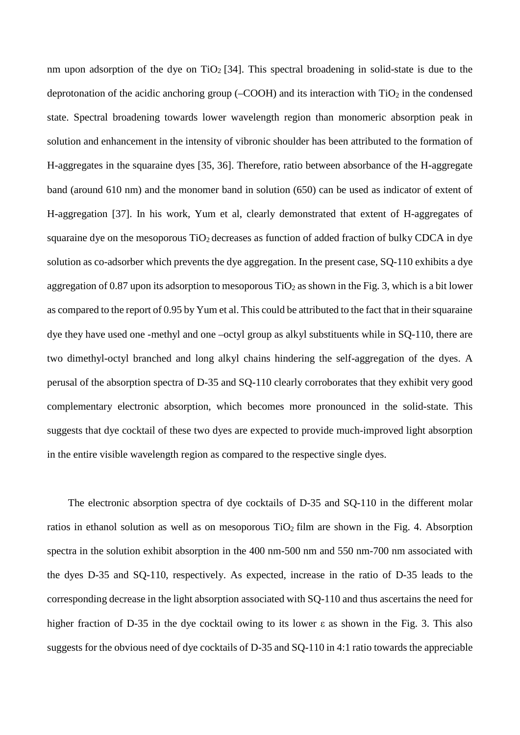nm upon adsorption of the dye on $TiO_2$ [34]. This spectral broadening in solid-state is due to the deprotonation of the acidic anchoring group (–COOH) and its interaction with $TiO_2$ in the condensed state. Spectral broadening towards lower wavelength region than monomeric absorption peak in solution and enhancement in the intensity of vibronic shoulder has been attributed to the formation of H-aggregates in the squaraine dyes [35, 36]. Therefore, ratio between absorbance of the H-aggregate band (around 610 nm) and the monomer band in solution (650) can be used as indicator of extent of H-aggregation [37]. In his work, Yum et al, clearly demonstrated that extent of H-aggregates of squaraine dye on the mesoporous $TiO_2$ decreases as function of added fraction of bulky CDCA in dye solution as co-adsorber which prevents the dye aggregation. In the present case, SQ-110 exhibits a dye aggregation of 0.87 upon its adsorption to mesoporous $TiO_2$ as shown in the Fig. 3, which is a bit lower as compared to the report of 0.95 by Yum et al. This could be attributed to the fact that in their squaraine dye they have used one -methyl and one –octyl group as alkyl substituents while in SQ-110, there are two dimethyl-octyl branched and long alkyl chains hindering the self-aggregation of the dyes. A perusal of the absorption spectra of D-35 and SQ-110 clearly corroborates that they exhibit very good complementary electronic absorption, which becomes more pronounced in the solid-state. This suggests that dye cocktail of these two dyes are expected to provide much-improved light absorption in the entire visible wavelength region as compared to the respective single dyes.

The electronic absorption spectra of dye cocktails of D-35 and SQ-110 in the different molar ratios in ethanol solution as well as on mesoporous $TiO_2$ film are shown in the Fig. 4. Absorption spectra in the solution exhibit absorption in the 400 nm-500 nm and 550 nm-700 nm associated with the dyes D-35 and SQ-110, respectively. As expected, increase in the ratio of D-35 leads to the corresponding decrease in the light absorption associated with SQ-110 and thus ascertains the need for higher fraction of D-35 in the dye cocktail owing to its lower $\varepsilon$ as shown in the Fig. 3. This also suggests for the obvious need of dye cocktails of D-35 and SQ-110 in 4:1 ratio towards the appreciable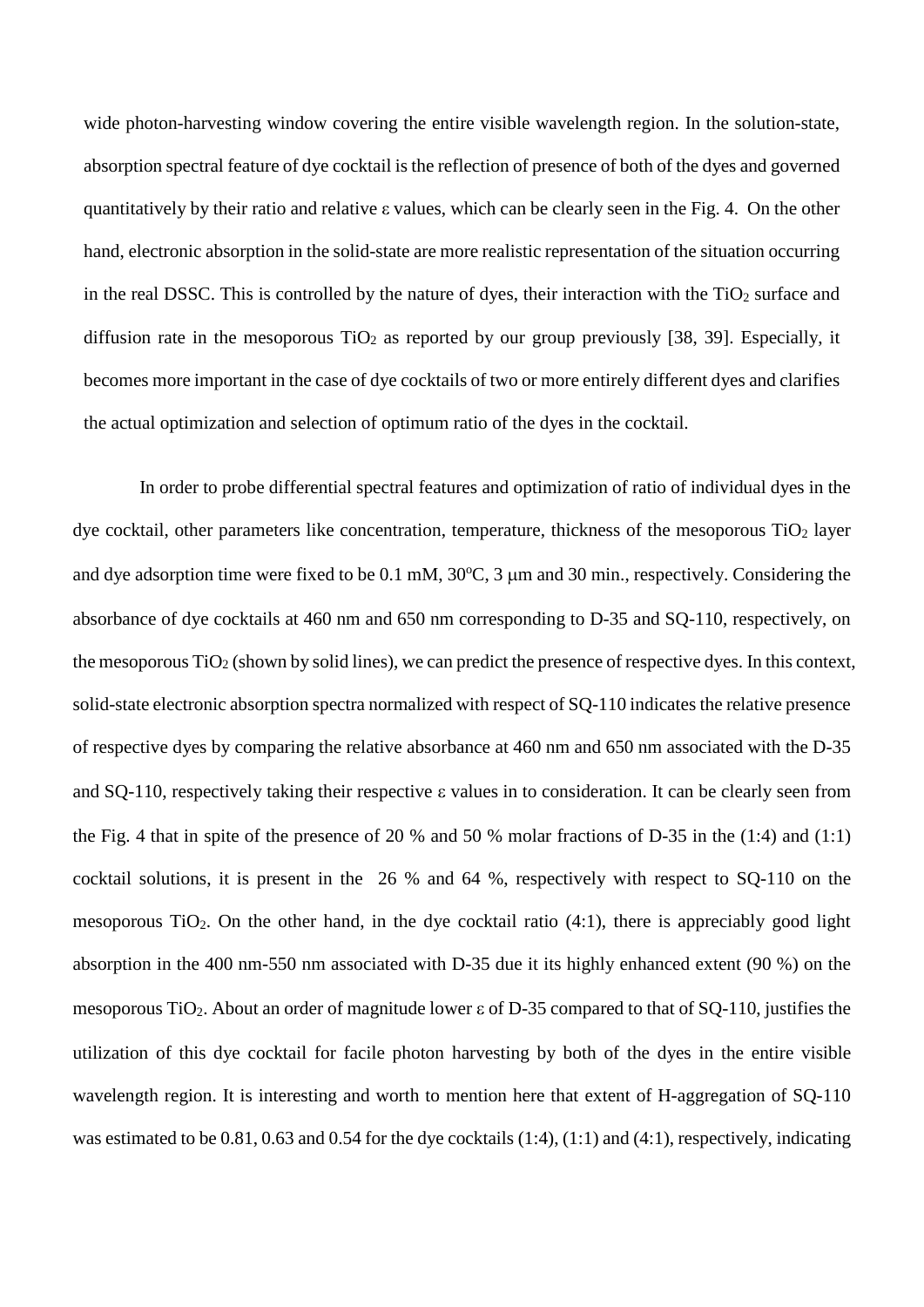wide photon-harvesting window covering the entire visible wavelength region. In the solution-state, absorption spectral feature of dye cocktail is the reflection of presence of both of the dyes and governed quantitatively by their ratio and relative ε values, which can be clearly seen in the Fig. 4. On the other hand, electronic absorption in the solid-state are more realistic representation of the situation occurring in the real DSSC. This is controlled by the nature of dyes, their interaction with the $TiO_2$ surface and diffusion rate in the mesoporous $TiO_2$ as reported by our group previously [38, 39]. Especially, it becomes more important in the case of dye cocktails of two or more entirely different dyes and clarifies the actual optimization and selection of optimum ratio of the dyes in the cocktail.

In order to probe differential spectral features and optimization of ratio of individual dyes in the dye cocktail, other parameters like concentration, temperature, thickness of the mesoporous $TiO_2$ layer and dye adsorption time were fixed to be 0.1 mM, 30$^{o}$C, 3 μm and 30 min., respectively. Considering the absorbance of dye cocktails at 460 nm and 650 nm corresponding to D-35 and SQ-110, respectively, on the mesoporous $TiO_2$ (shown by solid lines), we can predict the presence of respective dyes. In this context, solid-state electronic absorption spectra normalized with respect of SQ-110 indicates the relative presence of respective dyes by comparing the relative absorbance at 460 nm and 650 nm associated with the D-35 and SQ-110, respectively taking their respective ε values in to consideration. It can be clearly seen from the Fig. 4 that in spite of the presence of 20 % and 50 % molar fractions of D-35 in the (1:4) and (1:1) cocktail solutions, it is present in the 26 % and 64 %, respectively with respect to SQ-110 on the mesoporous $TiO_2$. On the other hand, in the dye cocktail ratio (4:1), there is appreciably good light absorption in the 400 nm-550 nm associated with D-35 due it its highly enhanced extent (90 %) on the mesoporous $TiO_2$. About an order of magnitude lower ε of D-35 compared to that of SQ-110, justifies the utilization of this dye cocktail for facile photon harvesting by both of the dyes in the entire visible wavelength region. It is interesting and worth to mention here that extent of H-aggregation of SQ-110 was estimated to be 0.81, 0.63 and 0.54 for the dye cocktails (1:4), (1:1) and (4:1), respectively, indicating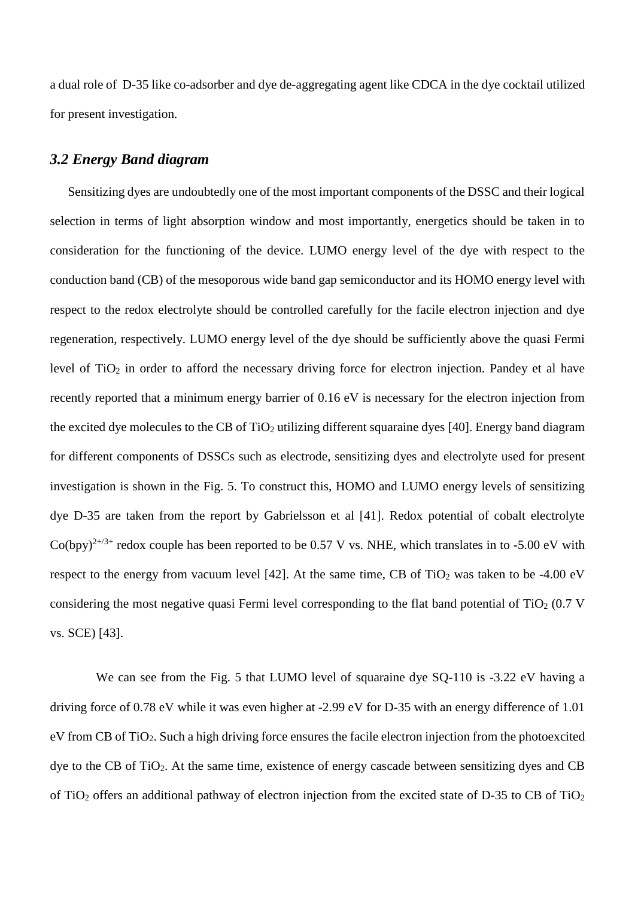a dual role of D-35 like co-adsorber and dye de-aggregating agent like CDCA in the dye cocktail utilized for present investigation.

### *3.2 Energy Band diagram*

Sensitizing dyes are undoubtedly one of the most important components of the DSSC and their logical selection in terms of light absorption window and most importantly, energetics should be taken in to consideration for the functioning of the device. LUMO energy level of the dye with respect to the conduction band (CB) of the mesoporous wide band gap semiconductor and its HOMO energy level with respect to the redox electrolyte should be controlled carefully for the facile electron injection and dye regeneration, respectively. LUMO energy level of the dye should be sufficiently above the quasi Fermi level of $TiO_2$ in order to afford the necessary driving force for electron injection. Pandey et al have recently reported that a minimum energy barrier of 0.16 eV is necessary for the electron injection from the excited dye molecules to the CB of $TiO_2$ utilizing different squaraine dyes [40]. Energy band diagram for different components of DSSCs such as electrode, sensitizing dyes and electrolyte used for present investigation is shown in the Fig. 5. To construct this, HOMO and LUMO energy levels of sensitizing dye D-35 are taken from the report by Gabrielsson et al [41]. Redox potential of cobalt electrolyte $Co(bpy)^{2+/3+}$ redox couple has been reported to be 0.57 V vs. NHE, which translates in to -5.00 eV with respect to the energy from vacuum level [42]. At the same time, CB of $TiO_2$ was taken to be -4.00 eV considering the most negative quasi Fermi level corresponding to the flat band potential of $TiO_2$ (0.7 V vs. SCE) [43].

We can see from the Fig. 5 that LUMO level of squaraine dye SQ-110 is -3.22 eV having a driving force of 0.78 eV while it was even higher at -2.99 eV for D-35 with an energy difference of 1.01 eV from CB of $TiO_2$. Such a high driving force ensures the facile electron injection from the photoexcited dye to the CB of $TiO_2$. At the same time, existence of energy cascade between sensitizing dyes and CB of $TiO_2$ offers an additional pathway of electron injection from the excited state of D-35 to CB of $TiO_2$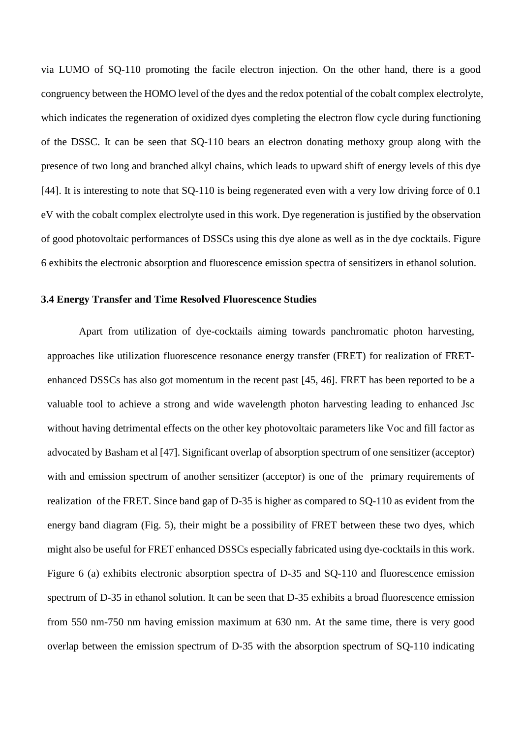via LUMO of SQ-110 promoting the facile electron injection. On the other hand, there is a good congruency between the HOMO level of the dyes and the redox potential of the cobalt complex electrolyte, which indicates the regeneration of oxidized dyes completing the electron flow cycle during functioning of the DSSC. It can be seen that SQ-110 bears an electron donating methoxy group along with the presence of two long and branched alkyl chains, which leads to upward shift of energy levels of this dye [44]. It is interesting to note that SQ-110 is being regenerated even with a very low driving force of 0.1 eV with the cobalt complex electrolyte used in this work. Dye regeneration is justified by the observation of good photovoltaic performances of DSSCs using this dye alone as well as in the dye cocktails. Figure 6 exhibits the electronic absorption and fluorescence emission spectra of sensitizers in ethanol solution.

### 3.4 Energy Transfer and Time Resolved Fluorescence Studies

Apart from utilization of dye-cocktails aiming towards panchromatic photon harvesting, approaches like utilization fluorescence resonance energy transfer (FRET) for realization of FRET-enhanced DSSCs has also got momentum in the recent past [45, 46]. FRET has been reported to be a valuable tool to achieve a strong and wide wavelength photon harvesting leading to enhanced Jsc without having detrimental effects on the other key photovoltaic parameters like Voc and fill factor as advocated by Basham et al [47]. Significant overlap of absorption spectrum of one sensitizer (acceptor) with and emission spectrum of another sensitizer (acceptor) is one of the primary requirements of realization of the FRET. Since band gap of D-35 is higher as compared to SQ-110 as evident from the energy band diagram (Fig. 5), their might be a possibility of FRET between these two dyes, which might also be useful for FRET enhanced DSSCs especially fabricated using dye-cocktails in this work. Figure 6 (a) exhibits electronic absorption spectra of D-35 and SQ-110 and fluorescence emission spectrum of D-35 in ethanol solution. It can be seen that D-35 exhibits a broad fluorescence emission from 550 nm-750 nm having emission maximum at 630 nm. At the same time, there is very good overlap between the emission spectrum of D-35 with the absorption spectrum of SQ-110 indicating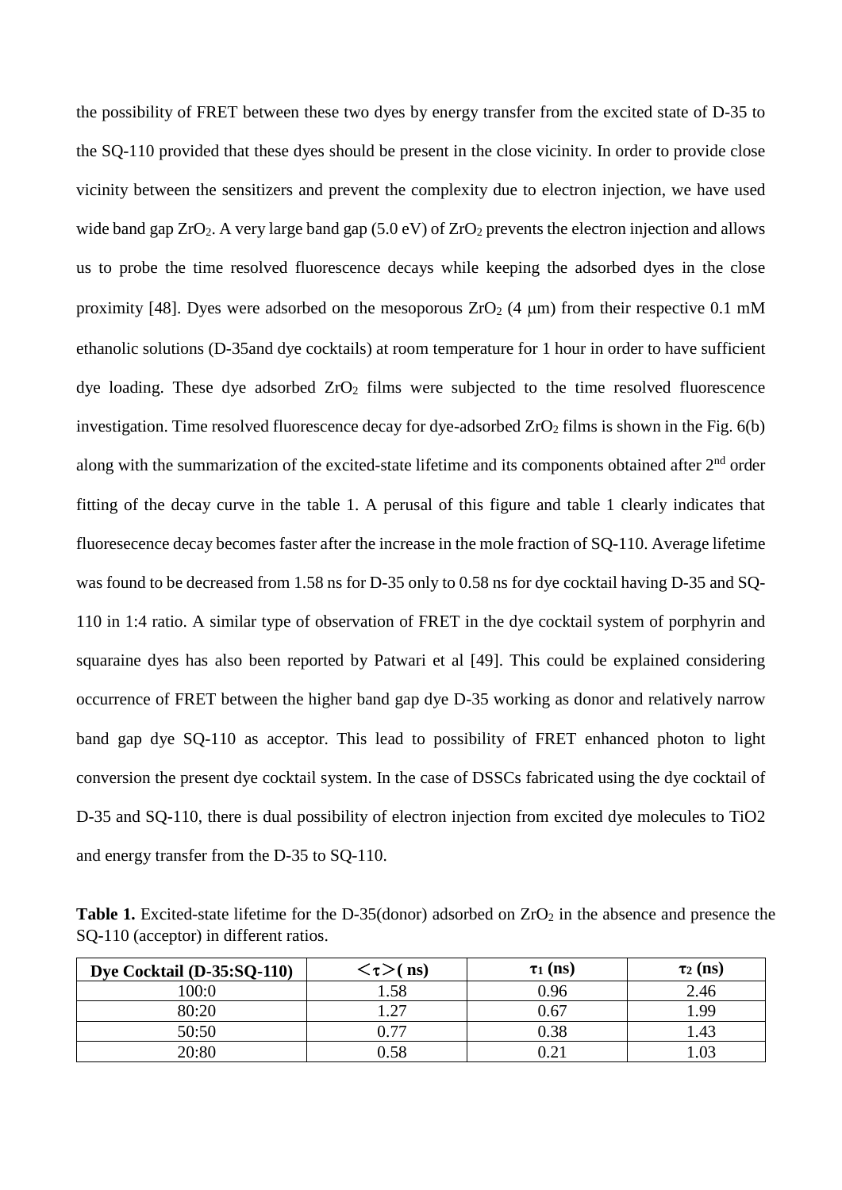the possibility of FRET between these two dyes by energy transfer from the excited state of D-35 to the SQ-110 provided that these dyes should be present in the close vicinity. In order to provide close vicinity between the sensitizers and prevent the complexity due to electron injection, we have used wide band gap $ZrO_2$. A very large band gap (5.0 eV) of $ZrO_2$ prevents the electron injection and allows us to probe the time resolved fluorescence decays while keeping the adsorbed dyes in the close proximity [48]. Dyes were adsorbed on the mesoporous $ZrO_2$ (4 μm) from their respective 0.1 mM ethanolic solutions (D-35and dye cocktails) at room temperature for 1 hour in order to have sufficient dye loading. These dye adsorbed $ZrO_2$ films were subjected to the time resolved fluorescence investigation. Time resolved fluorescence decay for dye-adsorbed $ZrO_2$ films is shown in the Fig. 6(b) along with the summarization of the excited-state lifetime and its components obtained after 2nd order fitting of the decay curve in the table 1. A perusal of this figure and table 1 clearly indicates that fluoresecence decay becomes faster after the increase in the mole fraction of SQ-110. Average lifetime was found to be decreased from 1.58 ns for D-35 only to 0.58 ns for dye cocktail having D-35 and SQ-110 in 1:4 ratio. A similar type of observation of FRET in the dye cocktail system of porphyrin and squaraine dyes has also been reported by Patwari et al [49]. This could be explained considering occurrence of FRET between the higher band gap dye D-35 working as donor and relatively narrow band gap dye SQ-110 as acceptor. This lead to possibility of FRET enhanced photon to light conversion the present dye cocktail system. In the case of DSSCs fabricated using the dye cocktail of D-35 and SQ-110, there is dual possibility of electron injection from excited dye molecules to TiO2 and energy transfer from the D-35 to SQ-110.

**Table 1.** Excited-state lifetime for the D-35(donor) adsorbed on $ZrO_2$ in the absence and presence the SQ-110 (acceptor) in different ratios.

| Dye Cocktail (D-35:SQ-110) | $\langle\tau\rangle$ (ns) | $\tau_1$ (ns) | $\tau_2$ (ns) |
|---|---|---|---|
| 100:0 | 1.58 | 0.96 | 2.46 |
| 80:20 | 1.27 | 0.67 | 1.99 |
| 50:50 | 0.77 | 0.38 | 1.43 |
| 20:80 | 0.58 | 0.21 | 1.03 |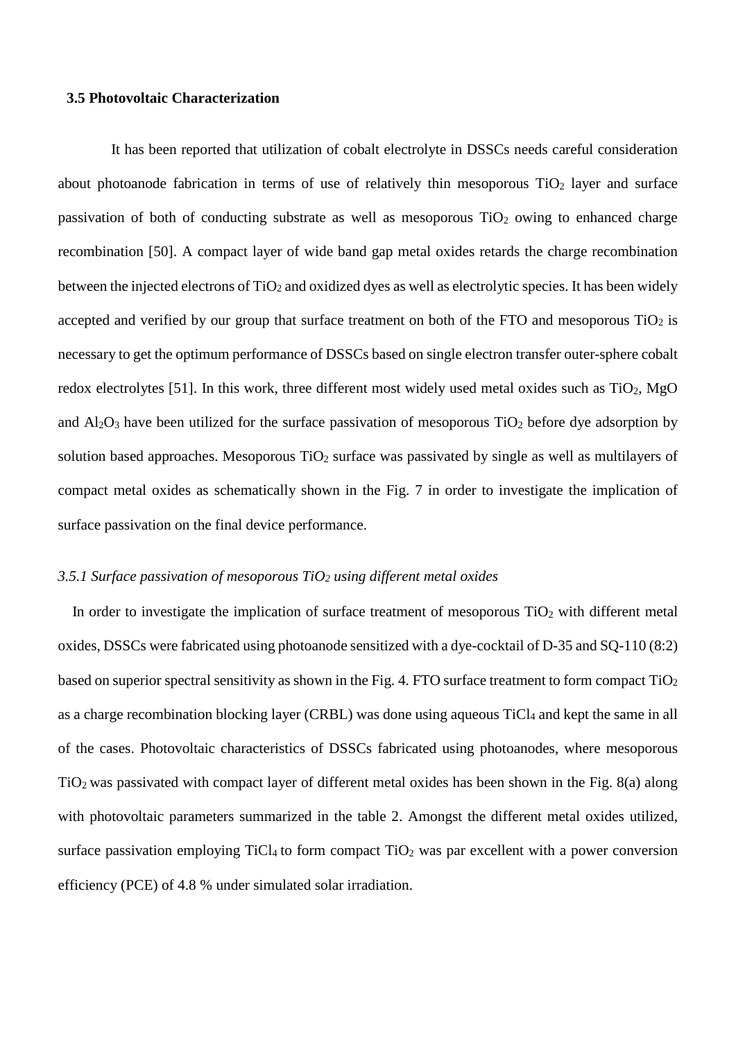### 3.5 Photovoltaic Characterization

It has been reported that utilization of cobalt electrolyte in DSSCs needs careful consideration about photoanode fabrication in terms of use of relatively thin mesoporous $TiO_2$ layer and surface passivation of both of conducting substrate as well as mesoporous $TiO_2$ owing to enhanced charge recombination [50]. A compact layer of wide band gap metal oxides retards the charge recombination between the injected electrons of $TiO_2$ and oxidized dyes as well as electrolytic species. It has been widely accepted and verified by our group that surface treatment on both of the FTO and mesoporous $TiO_2$ is necessary to get the optimum performance of DSSCs based on single electron transfer outer-sphere cobalt redox electrolytes [51]. In this work, three different most widely used metal oxides such as $TiO_2$, MgO and $Al_2O_3$ have been utilized for the surface passivation of mesoporous $TiO_2$ before dye adsorption by solution based approaches. Mesoporous $TiO_2$ surface was passivated by single as well as multilayers of compact metal oxides as schematically shown in the Fig. 7 in order to investigate the implication of surface passivation on the final device performance.

#### *3.5.1 Surface passivation of mesoporous $TiO_2$ using different metal oxides*

In order to investigate the implication of surface treatment of mesoporous $TiO_2$ with different metal oxides, DSSCs were fabricated using photoanode sensitized with a dye-cocktail of D-35 and SQ-110 (8:2) based on superior spectral sensitivity as shown in the Fig. 4. FTO surface treatment to form compact $TiO_2$ as a charge recombination blocking layer (CRBL) was done using aqueous $TiCl_4$ and kept the same in all of the cases. Photovoltaic characteristics of DSSCs fabricated using photoanodes, where mesoporous $TiO_2$ was passivated with compact layer of different metal oxides has been shown in the Fig. 8(a) along with photovoltaic parameters summarized in the table 2. Amongst the different metal oxides utilized, surface passivation employing $TiCl_4$ to form compact $TiO_2$ was par excellent with a power conversion efficiency (PCE) of 4.8 % under simulated solar irradiation.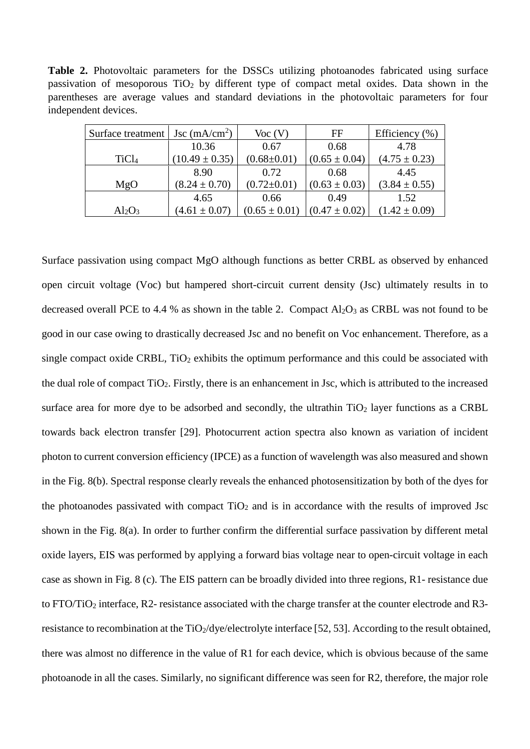**Table 2.** Photovoltaic parameters for the DSSCs utilizing photoanodes fabricated using surface passivation of mesoporous $TiO_2$ by different type of compact metal oxides. Data shown in the parentheses are average values and standard deviations in the photovoltaic parameters for four independent devices.

| Surface treatment | Jsc ($mA/cm^2$) | Voc (V) | FF | Efficiency (%) |
|---|---|---|---|---|
| $TiCl_4$ | 10.36 (10.49 ± 0.35) | 0.67 (0.68±0.01) | 0.68 (0.65 ± 0.04) | 4.78 (4.75 ± 0.23) |
| MgO | 8.90 (8.24 ± 0.70) | 0.72 (0.72±0.01) | 0.68 (0.63 ± 0.03) | 4.45 (3.84 ± 0.55) |
| $Al_2O_3$ | 4.65 (4.61 ± 0.07) | 0.66 (0.65 ± 0.01) | 0.49 (0.47 ± 0.02) | 1.52 (1.42 ± 0.09) |

Surface passivation using compact MgO although functions as better CRBL as observed by enhanced open circuit voltage (Voc) but hampered short-circuit current density (Jsc) ultimately results in to decreased overall PCE to 4.4 % as shown in the table 2. Compact $Al_2O_3$ as CRBL was not found to be good in our case owing to drastically decreased Jsc and no benefit on Voc enhancement. Therefore, as a single compact oxide CRBL, $TiO_2$ exhibits the optimum performance and this could be associated with the dual role of compact $TiO_2$. Firstly, there is an enhancement in Jsc, which is attributed to the increased surface area for more dye to be adsorbed and secondly, the ultrathin $TiO_2$ layer functions as a CRBL towards back electron transfer [29]. Photocurrent action spectra also known as variation of incident photon to current conversion efficiency (IPCE) as a function of wavelength was also measured and shown in the Fig. 8(b). Spectral response clearly reveals the enhanced photosensitization by both of the dyes for the photoanodes passivated with compact $TiO_2$ and is in accordance with the results of improved Jsc shown in the Fig. 8(a). In order to further confirm the differential surface passivation by different metal oxide layers, EIS was performed by applying a forward bias voltage near to open-circuit voltage in each case as shown in Fig. 8 (c). The EIS pattern can be broadly divided into three regions, R1- resistance due to FTO/$TiO_2$ interface, R2- resistance associated with the charge transfer at the counter electrode and R3- resistance to recombination at the $TiO_2$/dye/electrolyte interface [52, 53]. According to the result obtained, there was almost no difference in the value of R1 for each device, which is obvious because of the same photoanode in all the cases. Similarly, no significant difference was seen for R2, therefore, the major role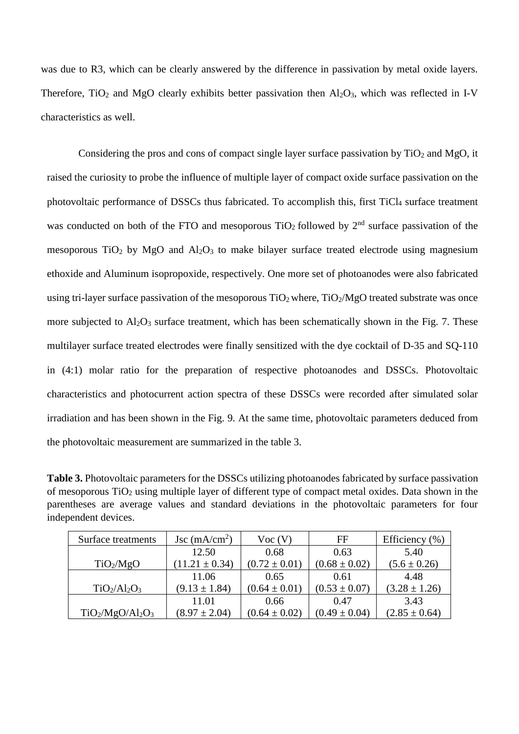was due to R3, which can be clearly answered by the difference in passivation by metal oxide layers. Therefore, $TiO_2$ and MgO clearly exhibits better passivation then $Al_2O_3$, which was reflected in I-V characteristics as well.

Considering the pros and cons of compact single layer surface passivation by $TiO_2$ and MgO, it raised the curiosity to probe the influence of multiple layer of compact oxide surface passivation on the photovoltaic performance of DSSCs thus fabricated. To accomplish this, first $TiCl_4$ surface treatment was conducted on both of the FTO and mesoporous $TiO_2$ followed by 2$^{nd}$ surface passivation of the mesoporous $TiO_2$ by MgO and $Al_2O_3$ to make bilayer surface treated electrode using magnesium ethoxide and Aluminum isopropoxide, respectively. One more set of photoanodes were also fabricated using tri-layer surface passivation of the mesoporous $TiO_2$ where, $TiO_2$/MgO treated substrate was once more subjected to $Al_2O_3$ surface treatment, which has been schematically shown in the Fig. 7. These multilayer surface treated electrodes were finally sensitized with the dye cocktail of D-35 and SQ-110 in (4:1) molar ratio for the preparation of respective photoanodes and DSSCs. Photovoltaic characteristics and photocurrent action spectra of these DSSCs were recorded after simulated solar irradiation and has been shown in the Fig. 9. At the same time, photovoltaic parameters deduced from the photovoltaic measurement are summarized in the table 3.

**Table 3.** Photovoltaic parameters for the DSSCs utilizing photoanodes fabricated by surface passivation of mesoporous $TiO_2$ using multiple layer of different type of compact metal oxides. Data shown in the parentheses are average values and standard deviations in the photovoltaic parameters for four independent devices.

| Surface treatments | Jsc (mA/cm$^2$) | Voc (V) | FF | Efficiency (%) |
|---|---|---|---|---|
| $TiO_2$/MgO | 12.50 ($11.21 \pm 0.34$) | 0.68 ($0.72 \pm 0.01$) | 0.63 ($0.68 \pm 0.02$) | 5.40 ($5.6 \pm 0.26$) |
| $TiO_2$/$Al_2O_3$ | 11.06 ($9.13 \pm 1.84$) | 0.65 ($0.64 \pm 0.01$) | 0.61 ($0.53 \pm 0.07$) | 4.48 ($3.28 \pm 1.26$) |
| $TiO_2$/MgO/$Al_2O_3$ | 11.01 ($8.97 \pm 2.04$) | 0.66 ($0.64 \pm 0.02$) | 0.47 ($0.49 \pm 0.04$) | 3.43 ($2.85 \pm 0.64$) |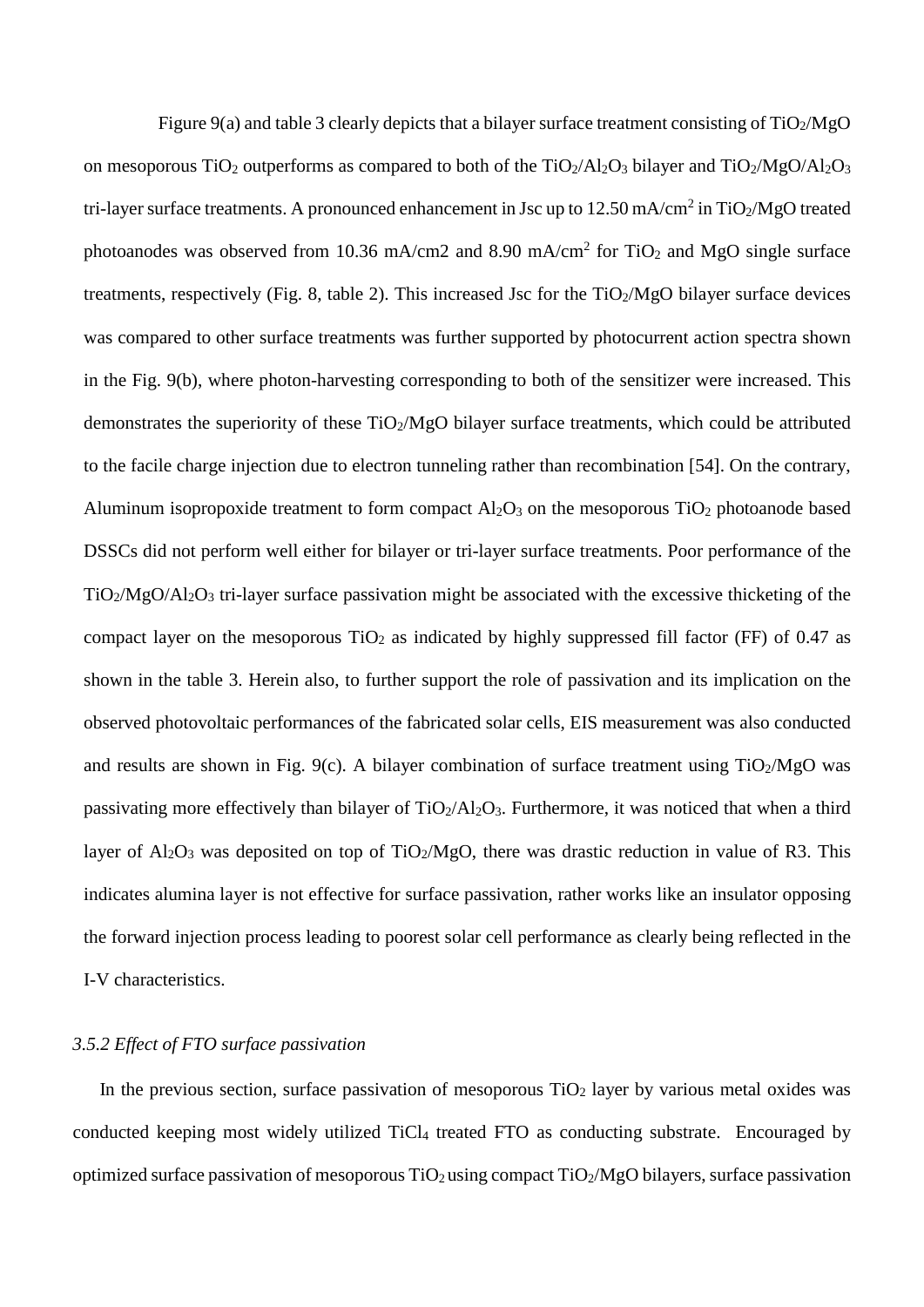Figure 9(a) and table 3 clearly depicts that a bilayer surface treatment consisting of $TiO_2$/MgO on mesoporous $TiO_2$ outperforms as compared to both of the $TiO_2$/$Al_2O_3$ bilayer and $TiO_2$/MgO/$Al_2O_3$ tri-layer surface treatments. A pronounced enhancement in Jsc up to 12.50 mA/cm$^2$ in $TiO_2$/MgO treated photoanodes was observed from 10.36 mA/cm2 and 8.90 mA/cm$^2$ for $TiO_2$ and MgO single surface treatments, respectively (Fig. 8, table 2). This increased Jsc for the $TiO_2$/MgO bilayer surface devices was compared to other surface treatments was further supported by photocurrent action spectra shown in the Fig. 9(b), where photon-harvesting corresponding to both of the sensitizer were increased. This demonstrates the superiority of these $TiO_2$/MgO bilayer surface treatments, which could be attributed to the facile charge injection due to electron tunneling rather than recombination [54]. On the contrary, Aluminum isopropoxide treatment to form compact $Al_2O_3$ on the mesoporous $TiO_2$ photoanode based DSSCs did not perform well either for bilayer or tri-layer surface treatments. Poor performance of the $TiO_2$/MgO/$Al_2O_3$ tri-layer surface passivation might be associated with the excessive thicketing of the compact layer on the mesoporous $TiO_2$ as indicated by highly suppressed fill factor (FF) of 0.47 as shown in the table 3. Herein also, to further support the role of passivation and its implication on the observed photovoltaic performances of the fabricated solar cells, EIS measurement was also conducted and results are shown in Fig. 9(c). A bilayer combination of surface treatment using $TiO_2$/MgO was passivating more effectively than bilayer of $TiO_2$/$Al_2O_3$. Furthermore, it was noticed that when a third layer of $Al_2O_3$ was deposited on top of $TiO_2$/MgO, there was drastic reduction in value of R3. This indicates alumina layer is not effective for surface passivation, rather works like an insulator opposing the forward injection process leading to poorest solar cell performance as clearly being reflected in the I-V characteristics.

### *3.5.2 Effect of FTO surface passivation*

In the previous section, surface passivation of mesoporous $TiO_2$ layer by various metal oxides was conducted keeping most widely utilized $TiCl_4$ treated FTO as conducting substrate. Encouraged by optimized surface passivation of mesoporous $TiO_2$ using compact $TiO_2$/MgO bilayers, surface passivation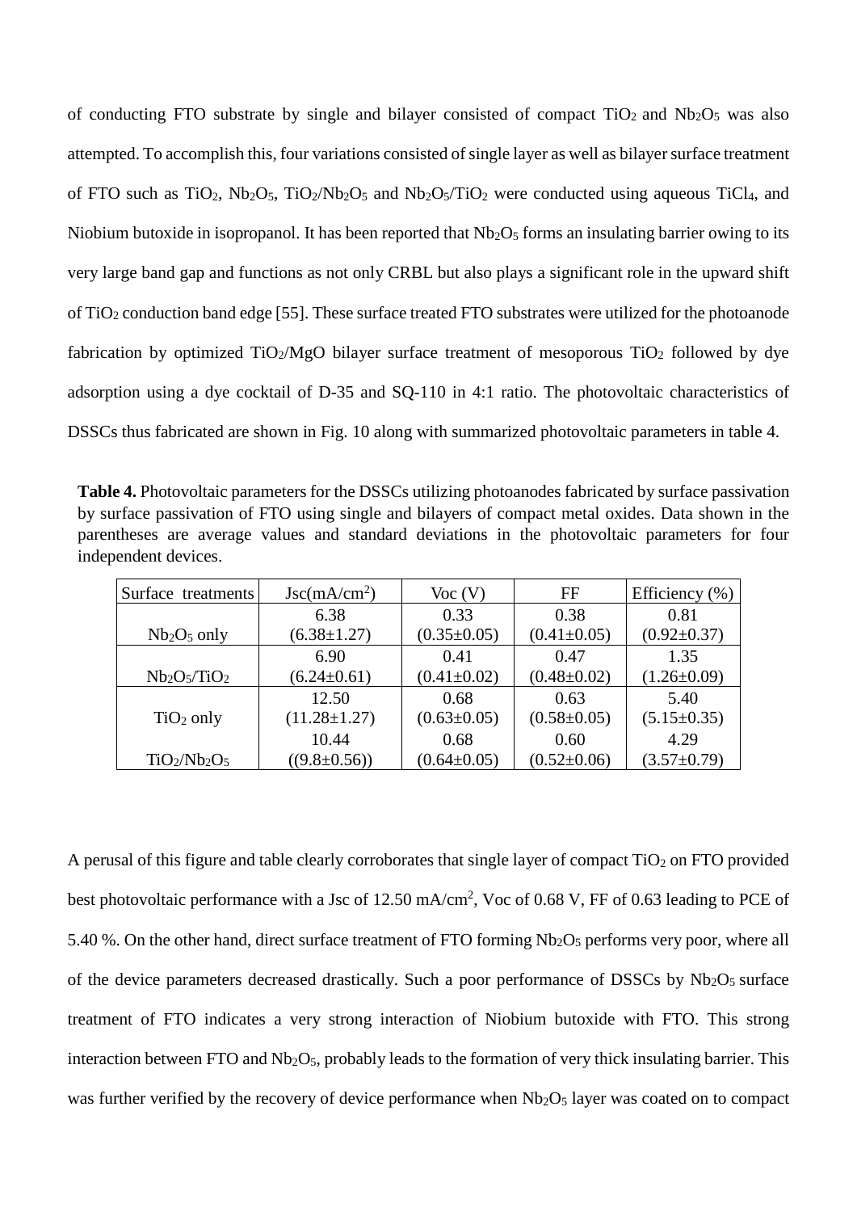of conducting FTO substrate by single and bilayer consisted of compact $TiO_2$ and $Nb_2O_5$ was also attempted. To accomplish this, four variations consisted of single layer as well as bilayer surface treatment of FTO such as $TiO_2$, $Nb_2O_5$, $TiO_2/Nb_2O_5$ and $Nb_2O_5/TiO_2$ were conducted using aqueous $TiCl_4$, and Niobium butoxide in isopropanol. It has been reported that $Nb_2O_5$ forms an insulating barrier owing to its very large band gap and functions as not only CRBL but also plays a significant role in the upward shift of $TiO_2$ conduction band edge [55]. These surface treated FTO substrates were utilized for the photoanode fabrication by optimized $TiO_2$/MgO bilayer surface treatment of mesoporous $TiO_2$ followed by dye adsorption using a dye cocktail of D-35 and SQ-110 in 4:1 ratio. The photovoltaic characteristics of DSSCs thus fabricated are shown in Fig. 10 along with summarized photovoltaic parameters in table 4.

**Table 4.** Photovoltaic parameters for the DSSCs utilizing photoanodes fabricated by surface passivation by surface passivation of FTO using single and bilayers of compact metal oxides. Data shown in the parentheses are average values and standard deviations in the photovoltaic parameters for four independent devices.

| Surface treatments | Jsc(mA/cm$^2$) | Voc (V) | FF | Efficiency (%) |
|---|---|---|---|---|
| $Nb_2O_5$ only | 6.38 (6.38±1.27) | 0.33 (0.35±0.05) | 0.38 (0.41±0.05) | 0.81 (0.92±0.37) |
| $Nb_2O_5/TiO_2$ | 6.90 (6.24±0.61) | 0.41 (0.41±0.02) | 0.47 (0.48±0.02) | 1.35 (1.26±0.09) |
| $TiO_2$ only | 12.50 (11.28±1.27) | 0.68 (0.63±0.05) | 0.63 (0.58±0.05) | 5.40 (5.15±0.35) |
| $TiO_2/Nb_2O_5$ | 10.44 ((9.8±0.56)) | 0.68 (0.64±0.05) | 0.60 (0.52±0.06) | 4.29 (3.57±0.79) |

A perusal of this figure and table clearly corroborates that single layer of compact $TiO_2$ on FTO provided best photovoltaic performance with a Jsc of 12.50 mA/cm$^2$, Voc of 0.68 V, FF of 0.63 leading to PCE of 5.40 %. On the other hand, direct surface treatment of FTO forming $Nb_2O_5$ performs very poor, where all of the device parameters decreased drastically. Such a poor performance of DSSCs by $Nb_2O_5$ surface treatment of FTO indicates a very strong interaction of Niobium butoxide with FTO. This strong interaction between FTO and $Nb_2O_5$, probably leads to the formation of very thick insulating barrier. This was further verified by the recovery of device performance when $Nb_2O_5$ layer was coated on to compact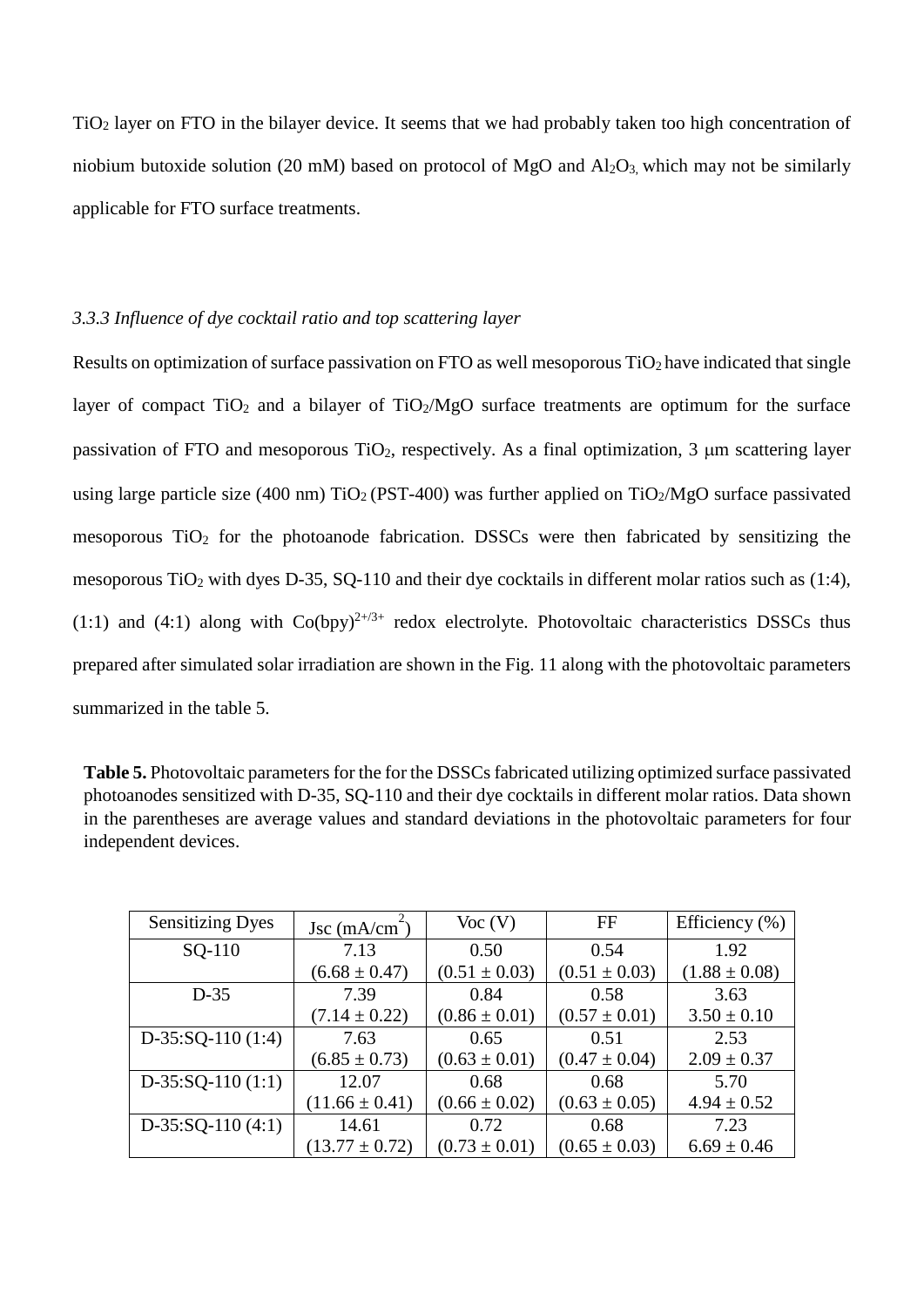$TiO_2$ layer on FTO in the bilayer device. It seems that we had probably taken too high concentration of niobium butoxide solution (20 mM) based on protocol of MgO and $Al_2O_3$, which may not be similarly applicable for FTO surface treatments.

### *3.3.3 Influence of dye cocktail ratio and top scattering layer*

Results on optimization of surface passivation on FTO as well mesoporous $TiO_2$ have indicated that single layer of compact $TiO_2$ and a bilayer of $TiO_2$/MgO surface treatments are optimum for the surface passivation of FTO and mesoporous $TiO_2$, respectively. As a final optimization, 3 μm scattering layer using large particle size (400 nm) $TiO_2$ (PST-400) was further applied on $TiO_2$/MgO surface passivated mesoporous $TiO_2$ for the photoanode fabrication. DSSCs were then fabricated by sensitizing the mesoporous $TiO_2$ with dyes D-35, SQ-110 and their dye cocktails in different molar ratios such as (1:4), (1:1) and (4:1) along with $Co(bpy)^{2+/3+}$ redox electrolyte. Photovoltaic characteristics DSSCs thus prepared after simulated solar irradiation are shown in the Fig. 11 along with the photovoltaic parameters summarized in the table 5.

**Table 5.** Photovoltaic parameters for the for the DSSCs fabricated utilizing optimized surface passivated photoanodes sensitized with D-35, SQ-110 and their dye cocktails in different molar ratios. Data shown in the parentheses are average values and standard deviations in the photovoltaic parameters for four independent devices.

| Sensitizing Dyes | Jsc ($mA/cm^2$) | Voc (V) | FF | Efficiency (%) |
|---|---|---|---|---|
| SQ-110 | 7.13<br>(6.68 ± 0.47) | 0.50<br>(0.51 ± 0.03) | 0.54<br>(0.51 ± 0.03) | 1.92<br>(1.88 ± 0.08) |
| D-35 | 7.39<br>(7.14 ± 0.22) | 0.84<br>(0.86 ± 0.01) | 0.58<br>(0.57 ± 0.01) | 3.63<br>3.50 ± 0.10 |
| D-35:SQ-110 (1:4) | 7.63<br>(6.85 ± 0.73) | 0.65<br>(0.63 ± 0.01) | 0.51<br>(0.47 ± 0.04) | 2.53<br>2.09 ± 0.37 |
| D-35:SQ-110 (1:1) | 12.07<br>(11.66 ± 0.41) | 0.68<br>(0.66 ± 0.02) | 0.68<br>(0.63 ± 0.05) | 5.70<br>4.94 ± 0.52 |
| D-35:SQ-110 (4:1) | 14.61<br>(13.77 ± 0.72) | 0.72<br>(0.73 ± 0.01) | 0.68<br>(0.65 ± 0.03) | 7.23<br>6.69 ± 0.46 |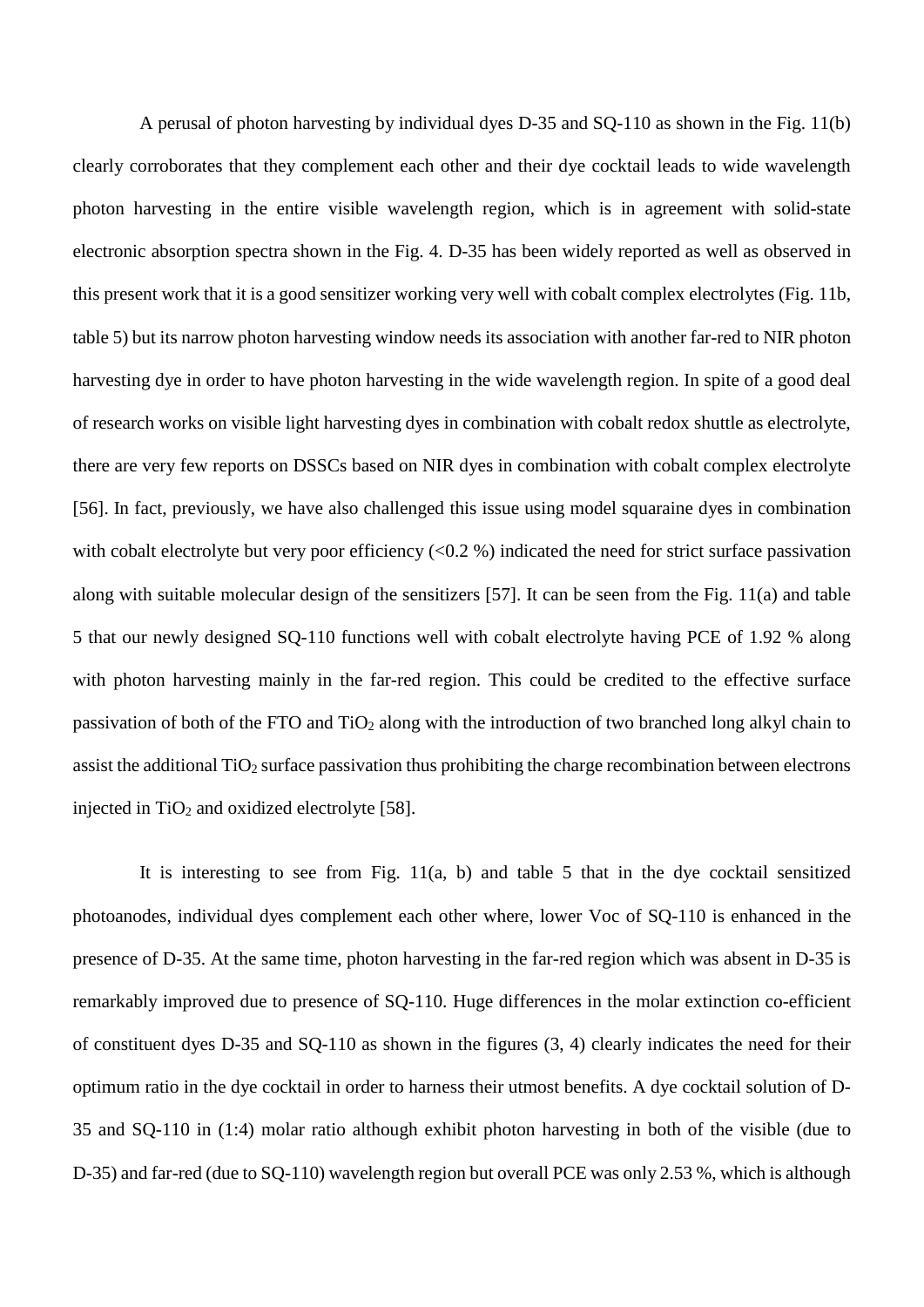A perusal of photon harvesting by individual dyes D-35 and SQ-110 as shown in the Fig. 11(b) clearly corroborates that they complement each other and their dye cocktail leads to wide wavelength photon harvesting in the entire visible wavelength region, which is in agreement with solid-state electronic absorption spectra shown in the Fig. 4. D-35 has been widely reported as well as observed in this present work that it is a good sensitizer working very well with cobalt complex electrolytes (Fig. 11b, table 5) but its narrow photon harvesting window needs its association with another far-red to NIR photon harvesting dye in order to have photon harvesting in the wide wavelength region. In spite of a good deal of research works on visible light harvesting dyes in combination with cobalt redox shuttle as electrolyte, there are very few reports on DSSCs based on NIR dyes in combination with cobalt complex electrolyte [56]. In fact, previously, we have also challenged this issue using model squaraine dyes in combination with cobalt electrolyte but very poor efficiency (<0.2 %) indicated the need for strict surface passivation along with suitable molecular design of the sensitizers [57]. It can be seen from the Fig. 11(a) and table 5 that our newly designed SQ-110 functions well with cobalt electrolyte having PCE of 1.92 % along with photon harvesting mainly in the far-red region. This could be credited to the effective surface passivation of both of the FTO and $TiO_2$ along with the introduction of two branched long alkyl chain to assist the additional $TiO_2$ surface passivation thus prohibiting the charge recombination between electrons injected in $TiO_2$ and oxidized electrolyte [58].

It is interesting to see from Fig. 11(a, b) and table 5 that in the dye cocktail sensitized photoanodes, individual dyes complement each other where, lower Voc of SQ-110 is enhanced in the presence of D-35. At the same time, photon harvesting in the far-red region which was absent in D-35 is remarkably improved due to presence of SQ-110. Huge differences in the molar extinction co-efficient of constituent dyes D-35 and SQ-110 as shown in the figures (3, 4) clearly indicates the need for their optimum ratio in the dye cocktail in order to harness their utmost benefits. A dye cocktail solution of D-35 and SQ-110 in (1:4) molar ratio although exhibit photon harvesting in both of the visible (due to D-35) and far-red (due to SQ-110) wavelength region but overall PCE was only 2.53 %, which is although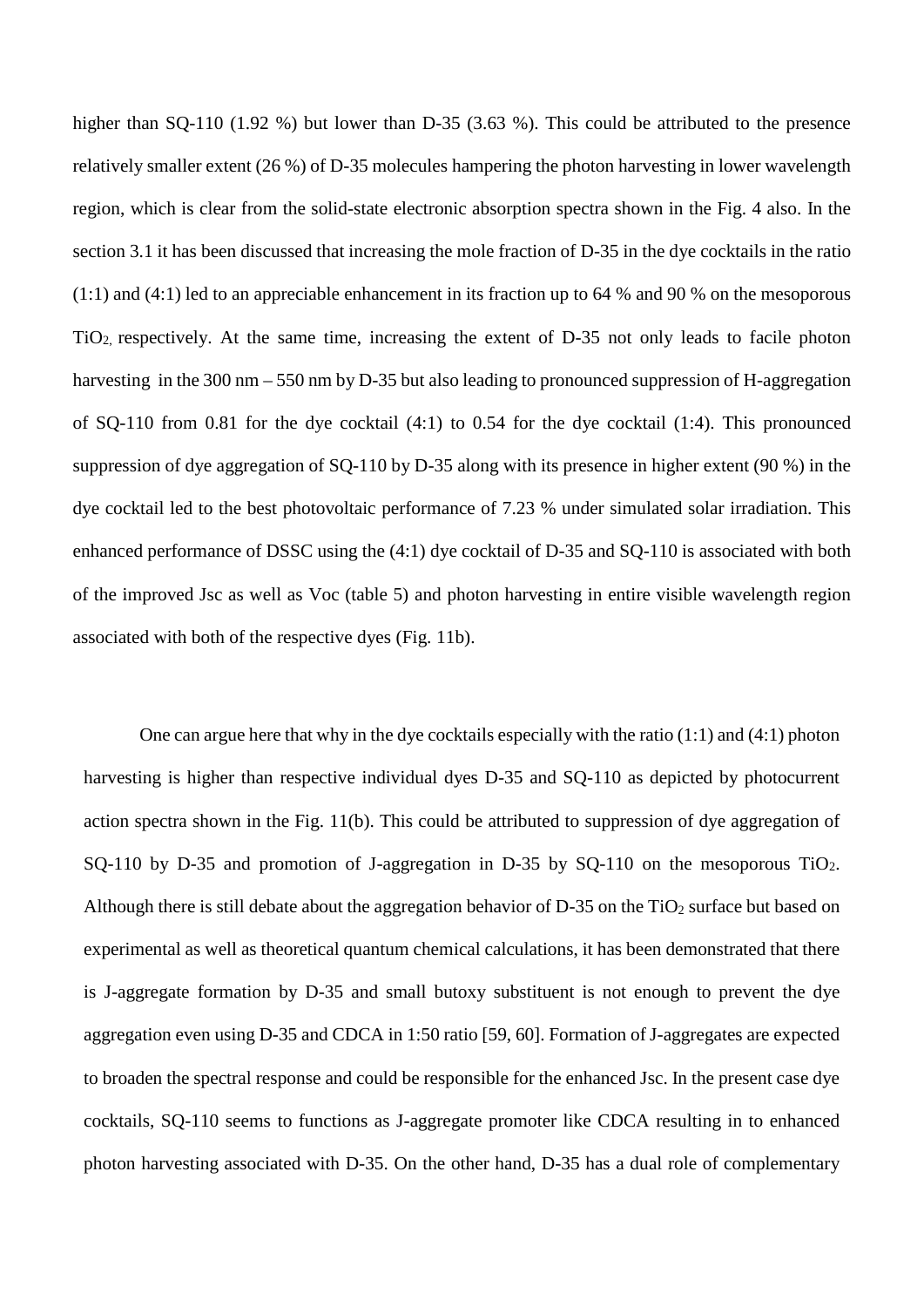higher than SQ-110 (1.92 %) but lower than D-35 (3.63 %). This could be attributed to the presence relatively smaller extent (26 %) of D-35 molecules hampering the photon harvesting in lower wavelength region, which is clear from the solid-state electronic absorption spectra shown in the Fig. 4 also. In the section 3.1 it has been discussed that increasing the mole fraction of D-35 in the dye cocktails in the ratio (1:1) and (4:1) led to an appreciable enhancement in its fraction up to 64 % and 90 % on the mesoporous $TiO_2$, respectively. At the same time, increasing the extent of D-35 not only leads to facile photon harvesting in the 300 nm – 550 nm by D-35 but also leading to pronounced suppression of H-aggregation of SQ-110 from 0.81 for the dye cocktail (4:1) to 0.54 for the dye cocktail (1:4). This pronounced suppression of dye aggregation of SQ-110 by D-35 along with its presence in higher extent (90 %) in the dye cocktail led to the best photovoltaic performance of 7.23 % under simulated solar irradiation. This enhanced performance of DSSC using the (4:1) dye cocktail of D-35 and SQ-110 is associated with both of the improved Jsc as well as Voc (table 5) and photon harvesting in entire visible wavelength region associated with both of the respective dyes (Fig. 11b).

One can argue here that why in the dye cocktails especially with the ratio (1:1) and (4:1) photon harvesting is higher than respective individual dyes D-35 and SQ-110 as depicted by photocurrent action spectra shown in the Fig. 11(b). This could be attributed to suppression of dye aggregation of SQ-110 by D-35 and promotion of J-aggregation in D-35 by SQ-110 on the mesoporous $TiO_2$. Although there is still debate about the aggregation behavior of D-35 on the $TiO_2$ surface but based on experimental as well as theoretical quantum chemical calculations, it has been demonstrated that there is J-aggregate formation by D-35 and small butoxy substituent is not enough to prevent the dye aggregation even using D-35 and CDCA in 1:50 ratio [59, 60]. Formation of J-aggregates are expected to broaden the spectral response and could be responsible for the enhanced Jsc. In the present case dye cocktails, SQ-110 seems to functions as J-aggregate promoter like CDCA resulting in to enhanced photon harvesting associated with D-35. On the other hand, D-35 has a dual role of complementary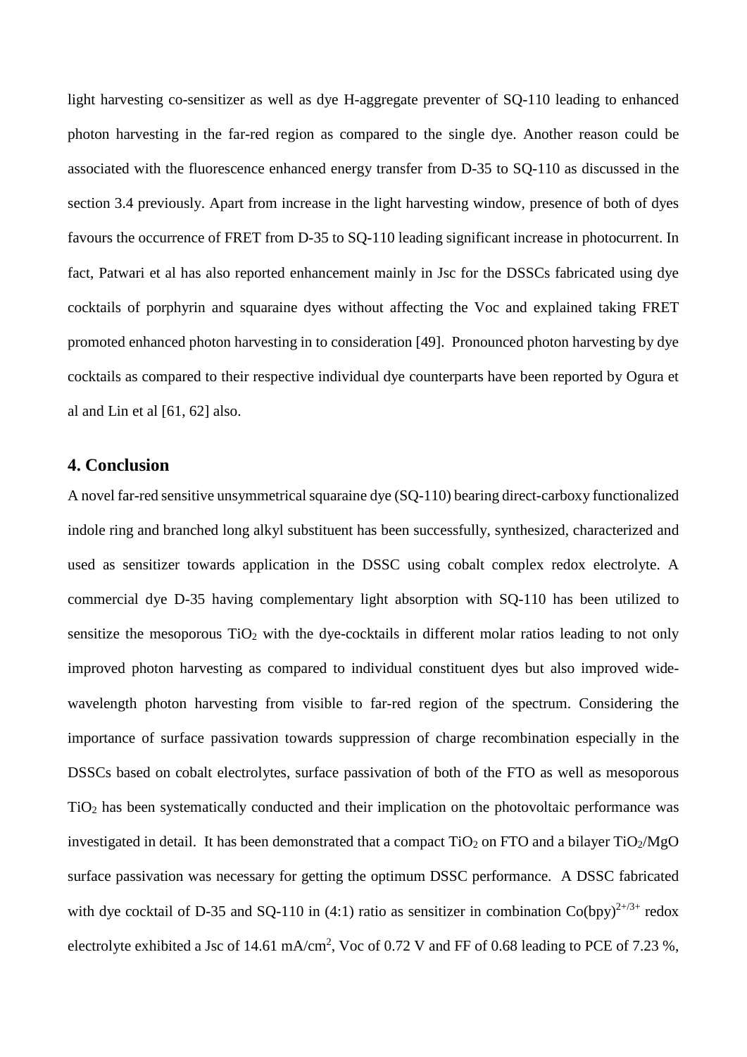light harvesting co-sensitizer as well as dye H-aggregate preventer of SQ-110 leading to enhanced photon harvesting in the far-red region as compared to the single dye. Another reason could be associated with the fluorescence enhanced energy transfer from D-35 to SQ-110 as discussed in the section 3.4 previously. Apart from increase in the light harvesting window, presence of both of dyes favours the occurrence of FRET from D-35 to SQ-110 leading significant increase in photocurrent. In fact, Patwari et al has also reported enhancement mainly in Jsc for the DSSCs fabricated using dye cocktails of porphyrin and squaraine dyes without affecting the Voc and explained taking FRET promoted enhanced photon harvesting in to consideration [49]. Pronounced photon harvesting by dye cocktails as compared to their respective individual dye counterparts have been reported by Ogura et al and Lin et al [61, 62] also.

## 4. Conclusion

A novel far-red sensitive unsymmetrical squaraine dye (SQ-110) bearing direct-carboxy functionalized indole ring and branched long alkyl substituent has been successfully, synthesized, characterized and used as sensitizer towards application in the DSSC using cobalt complex redox electrolyte. A commercial dye D-35 having complementary light absorption with SQ-110 has been utilized to sensitize the mesoporous $TiO_2$ with the dye-cocktails in different molar ratios leading to not only improved photon harvesting as compared to individual constituent dyes but also improved wide-wavelength photon harvesting from visible to far-red region of the spectrum. Considering the importance of surface passivation towards suppression of charge recombination especially in the DSSCs based on cobalt electrolytes, surface passivation of both of the FTO as well as mesoporous $TiO_2$ has been systematically conducted and their implication on the photovoltaic performance was investigated in detail. It has been demonstrated that a compact $TiO_2$ on FTO and a bilayer $TiO_2$/MgO surface passivation was necessary for getting the optimum DSSC performance. A DSSC fabricated with dye cocktail of D-35 and SQ-110 in (4:1) ratio as sensitizer in combination $Co(bpy)^{2+/3+}$ redox electrolyte exhibited a Jsc of 14.61 mA/cm$^2$, Voc of 0.72 V and FF of 0.68 leading to PCE of 7.23 %,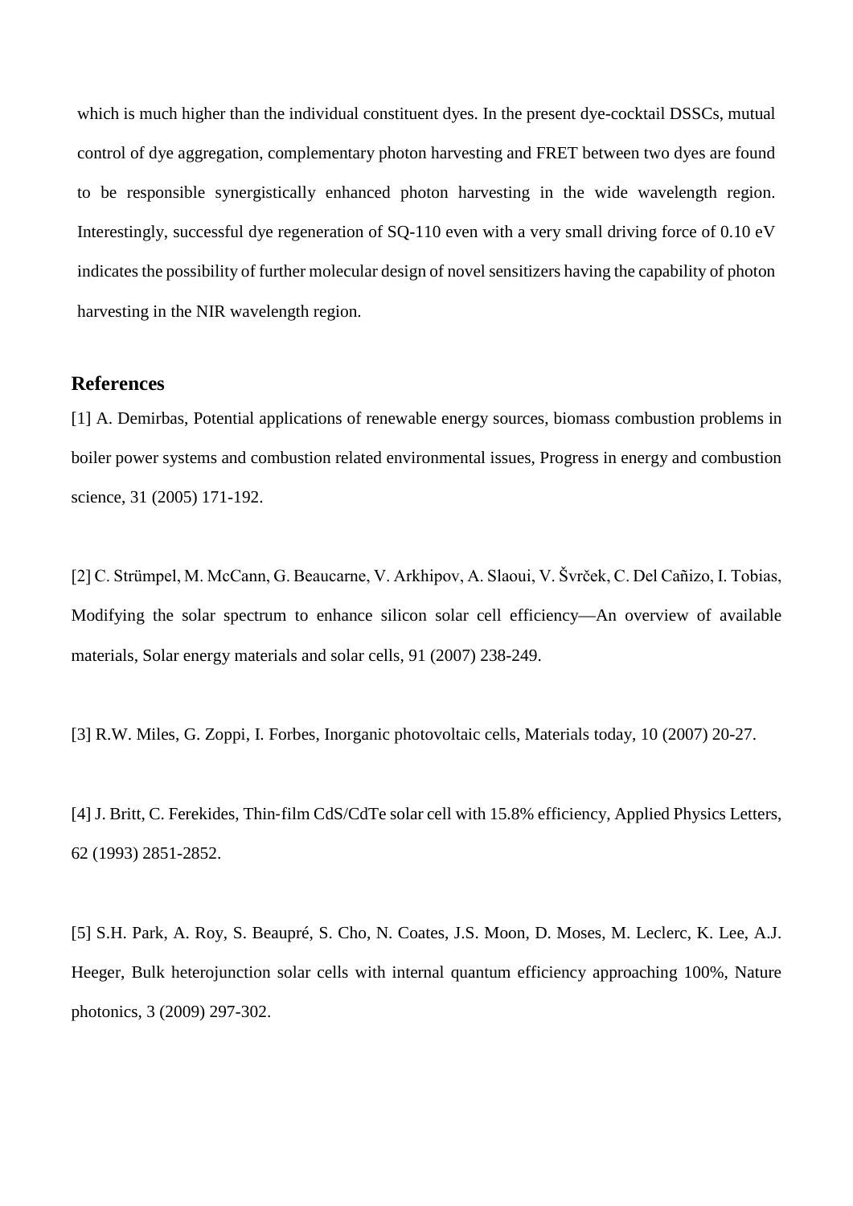which is much higher than the individual constituent dyes. In the present dye-cocktail DSSCs, mutual control of dye aggregation, complementary photon harvesting and FRET between two dyes are found to be responsible synergistically enhanced photon harvesting in the wide wavelength region. Interestingly, successful dye regeneration of SQ-110 even with a very small driving force of 0.10 eV indicates the possibility of further molecular design of novel sensitizers having the capability of photon harvesting in the NIR wavelength region.

## References

[1] A. Demirbas, Potential applications of renewable energy sources, biomass combustion problems in boiler power systems and combustion related environmental issues, Progress in energy and combustion science, 31 (2005) 171-192.

[2] C. Strümpel, M. McCann, G. Beaucarne, V. Arkhipov, A. Slaoui, V. Švrček, C. Del Cañizo, I. Tobias, Modifying the solar spectrum to enhance silicon solar cell efficiency—An overview of available materials, Solar energy materials and solar cells, 91 (2007) 238-249.

[3] R.W. Miles, G. Zoppi, I. Forbes, Inorganic photovoltaic cells, Materials today, 10 (2007) 20-27.

[4] J. Britt, C. Ferekides, Thin‐film CdS/CdTe solar cell with 15.8% efficiency, Applied Physics Letters, 62 (1993) 2851-2852.

[5] S.H. Park, A. Roy, S. Beaupré, S. Cho, N. Coates, J.S. Moon, D. Moses, M. Leclerc, K. Lee, A.J. Heeger, Bulk heterojunction solar cells with internal quantum efficiency approaching 100%, Nature photonics, 3 (2009) 297-302.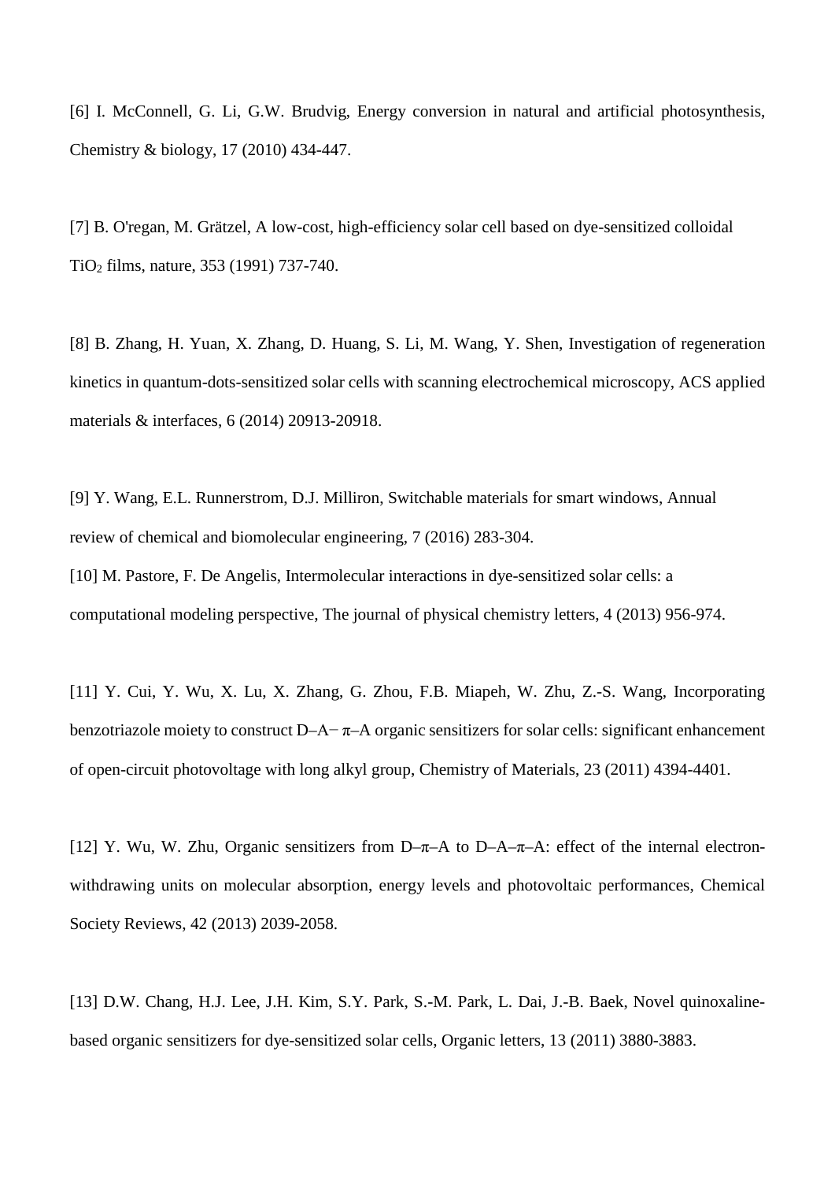[6] I. McConnell, G. Li, G.W. Brudvig, Energy conversion in natural and artificial photosynthesis, Chemistry & biology, 17 (2010) 434-447.

[7] B. O'regan, M. Grätzel, A low-cost, high-efficiency solar cell based on dye-sensitized colloidal $TiO_2$ films, nature, 353 (1991) 737-740.

[8] B. Zhang, H. Yuan, X. Zhang, D. Huang, S. Li, M. Wang, Y. Shen, Investigation of regeneration kinetics in quantum-dots-sensitized solar cells with scanning electrochemical microscopy, ACS applied materials & interfaces, 6 (2014) 20913-20918.

[9] Y. Wang, E.L. Runnerstrom, D.J. Milliron, Switchable materials for smart windows, Annual review of chemical and biomolecular engineering, 7 (2016) 283-304.

[10] M. Pastore, F. De Angelis, Intermolecular interactions in dye-sensitized solar cells: a computational modeling perspective, The journal of physical chemistry letters, 4 (2013) 956-974.

[11] Y. Cui, Y. Wu, X. Lu, X. Zhang, G. Zhou, F.B. Miapeh, W. Zhu, Z.-S. Wang, Incorporating benzotriazole moiety to construct D–A− π–A organic sensitizers for solar cells: significant enhancement of open-circuit photovoltage with long alkyl group, Chemistry of Materials, 23 (2011) 4394-4401.

[12] Y. Wu, W. Zhu, Organic sensitizers from D–π–A to D–A–π–A: effect of the internal electron-withdrawing units on molecular absorption, energy levels and photovoltaic performances, Chemical Society Reviews, 42 (2013) 2039-2058.

[13] D.W. Chang, H.J. Lee, J.H. Kim, S.Y. Park, S.-M. Park, L. Dai, J.-B. Baek, Novel quinoxaline-based organic sensitizers for dye-sensitized solar cells, Organic letters, 13 (2011) 3880-3883.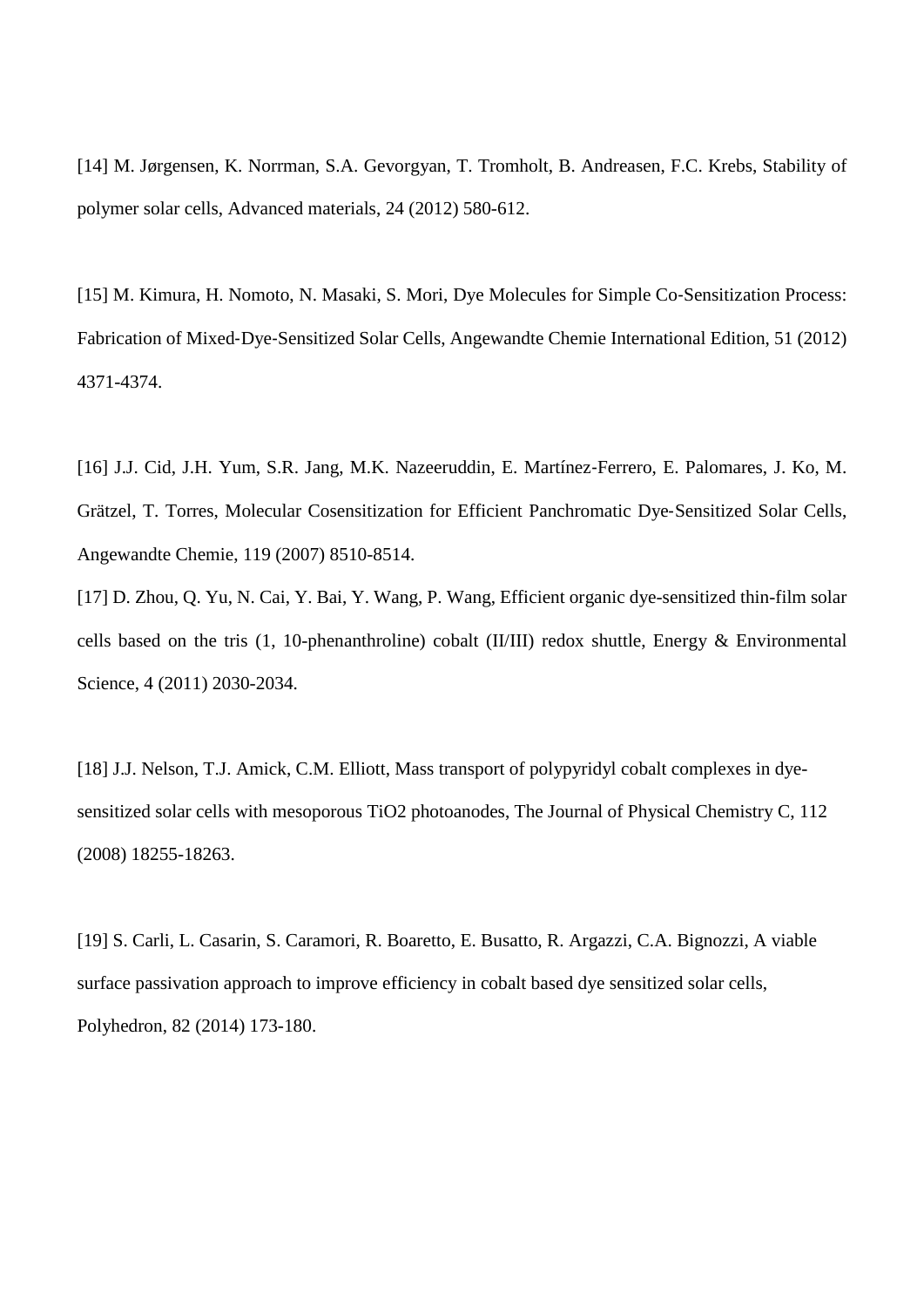[14] M. Jørgensen, K. Norrman, S.A. Gevorgyan, T. Tromholt, B. Andreasen, F.C. Krebs, Stability of polymer solar cells, Advanced materials, 24 (2012) 580-612.

[15] M. Kimura, H. Nomoto, N. Masaki, S. Mori, Dye Molecules for Simple Co‐Sensitization Process: Fabrication of Mixed‐Dye‐Sensitized Solar Cells, Angewandte Chemie International Edition, 51 (2012) 4371-4374.

[16] J.J. Cid, J.H. Yum, S.R. Jang, M.K. Nazeeruddin, E. Martínez‐Ferrero, E. Palomares, J. Ko, M. Grätzel, T. Torres, Molecular Cosensitization for Efficient Panchromatic Dye‐Sensitized Solar Cells, Angewandte Chemie, 119 (2007) 8510-8514.

[17] D. Zhou, Q. Yu, N. Cai, Y. Bai, Y. Wang, P. Wang, Efficient organic dye-sensitized thin-film solar cells based on the tris (1, 10-phenanthroline) cobalt (II/III) redox shuttle, Energy & Environmental Science, 4 (2011) 2030-2034.

[18] J.J. Nelson, T.J. Amick, C.M. Elliott, Mass transport of polypyridyl cobalt complexes in dye-sensitized solar cells with mesoporous TiO2 photoanodes, The Journal of Physical Chemistry C, 112 (2008) 18255-18263.

[19] S. Carli, L. Casarin, S. Caramori, R. Boaretto, E. Busatto, R. Argazzi, C.A. Bignozzi, A viable surface passivation approach to improve efficiency in cobalt based dye sensitized solar cells, Polyhedron, 82 (2014) 173-180.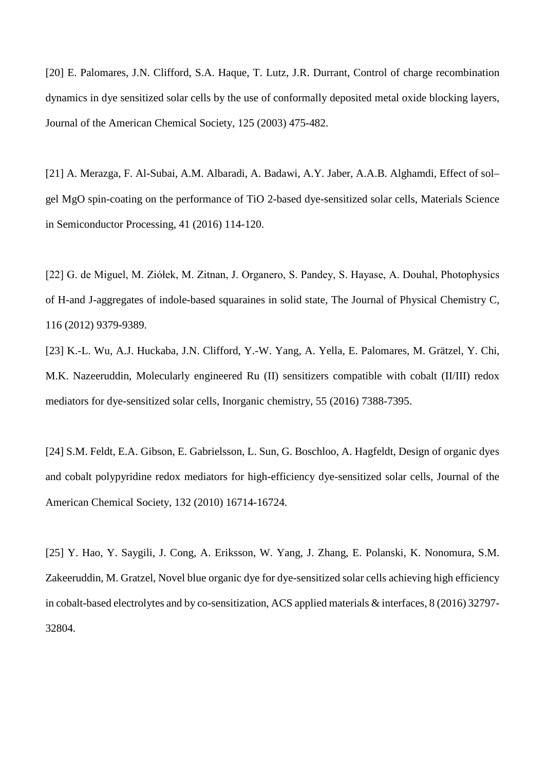[20] E. Palomares, J.N. Clifford, S.A. Haque, T. Lutz, J.R. Durrant, Control of charge recombination dynamics in dye sensitized solar cells by the use of conformally deposited metal oxide blocking layers, Journal of the American Chemical Society, 125 (2003) 475-482.

[21] A. Merazga, F. Al-Subai, A.M. Albaradi, A. Badawi, A.Y. Jaber, A.A.B. Alghamdi, Effect of sol–gel MgO spin-coating on the performance of TiO 2-based dye-sensitized solar cells, Materials Science in Semiconductor Processing, 41 (2016) 114-120.

[22] G. de Miguel, M. Ziółek, M. Zitnan, J. Organero, S. Pandey, S. Hayase, A. Douhal, Photophysics of H-and J-aggregates of indole-based squaraines in solid state, The Journal of Physical Chemistry C, 116 (2012) 9379-9389.

[23] K.-L. Wu, A.J. Huckaba, J.N. Clifford, Y.-W. Yang, A. Yella, E. Palomares, M. Grätzel, Y. Chi, M.K. Nazeeruddin, Molecularly engineered Ru (II) sensitizers compatible with cobalt (II/III) redox mediators for dye-sensitized solar cells, Inorganic chemistry, 55 (2016) 7388-7395.

[24] S.M. Feldt, E.A. Gibson, E. Gabrielsson, L. Sun, G. Boschloo, A. Hagfeldt, Design of organic dyes and cobalt polypyridine redox mediators for high-efficiency dye-sensitized solar cells, Journal of the American Chemical Society, 132 (2010) 16714-16724.

[25] Y. Hao, Y. Saygili, J. Cong, A. Eriksson, W. Yang, J. Zhang, E. Polanski, K. Nonomura, S.M. Zakeeruddin, M. Gratzel, Novel blue organic dye for dye-sensitized solar cells achieving high efficiency in cobalt-based electrolytes and by co-sensitization, ACS applied materials & interfaces, 8 (2016) 32797-32804.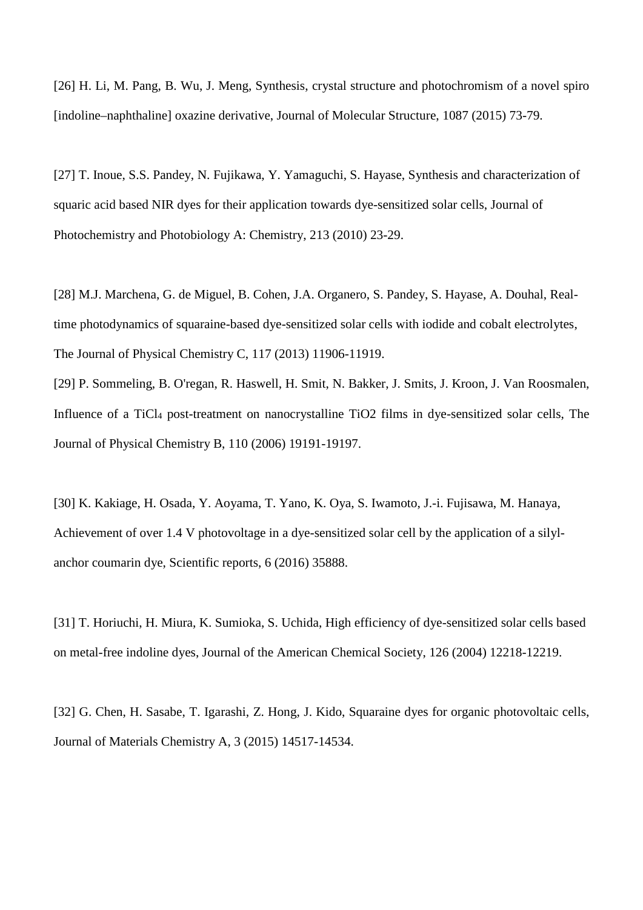[26] H. Li, M. Pang, B. Wu, J. Meng, Synthesis, crystal structure and photochromism of a novel spiro [indoline–naphthaline] oxazine derivative, Journal of Molecular Structure, 1087 (2015) 73-79.

[27] T. Inoue, S.S. Pandey, N. Fujikawa, Y. Yamaguchi, S. Hayase, Synthesis and characterization of squaric acid based NIR dyes for their application towards dye-sensitized solar cells, Journal of Photochemistry and Photobiology A: Chemistry, 213 (2010) 23-29.

[28] M.J. Marchena, G. de Miguel, B. Cohen, J.A. Organero, S. Pandey, S. Hayase, A. Douhal, Real-time photodynamics of squaraine-based dye-sensitized solar cells with iodide and cobalt electrolytes, The Journal of Physical Chemistry C, 117 (2013) 11906-11919.

[29] P. Sommeling, B. O'regan, R. Haswell, H. Smit, N. Bakker, J. Smits, J. Kroon, J. Van Roosmalen, Influence of a $TiCl_4$ post-treatment on nanocrystalline TiO2 films in dye-sensitized solar cells, The Journal of Physical Chemistry B, 110 (2006) 19191-19197.

[30] K. Kakiage, H. Osada, Y. Aoyama, T. Yano, K. Oya, S. Iwamoto, J.-i. Fujisawa, M. Hanaya, Achievement of over 1.4 V photovoltage in a dye-sensitized solar cell by the application of a silyl-anchor coumarin dye, Scientific reports, 6 (2016) 35888.

[31] T. Horiuchi, H. Miura, K. Sumioka, S. Uchida, High efficiency of dye-sensitized solar cells based on metal-free indoline dyes, Journal of the American Chemical Society, 126 (2004) 12218-12219.

[32] G. Chen, H. Sasabe, T. Igarashi, Z. Hong, J. Kido, Squaraine dyes for organic photovoltaic cells, Journal of Materials Chemistry A, 3 (2015) 14517-14534.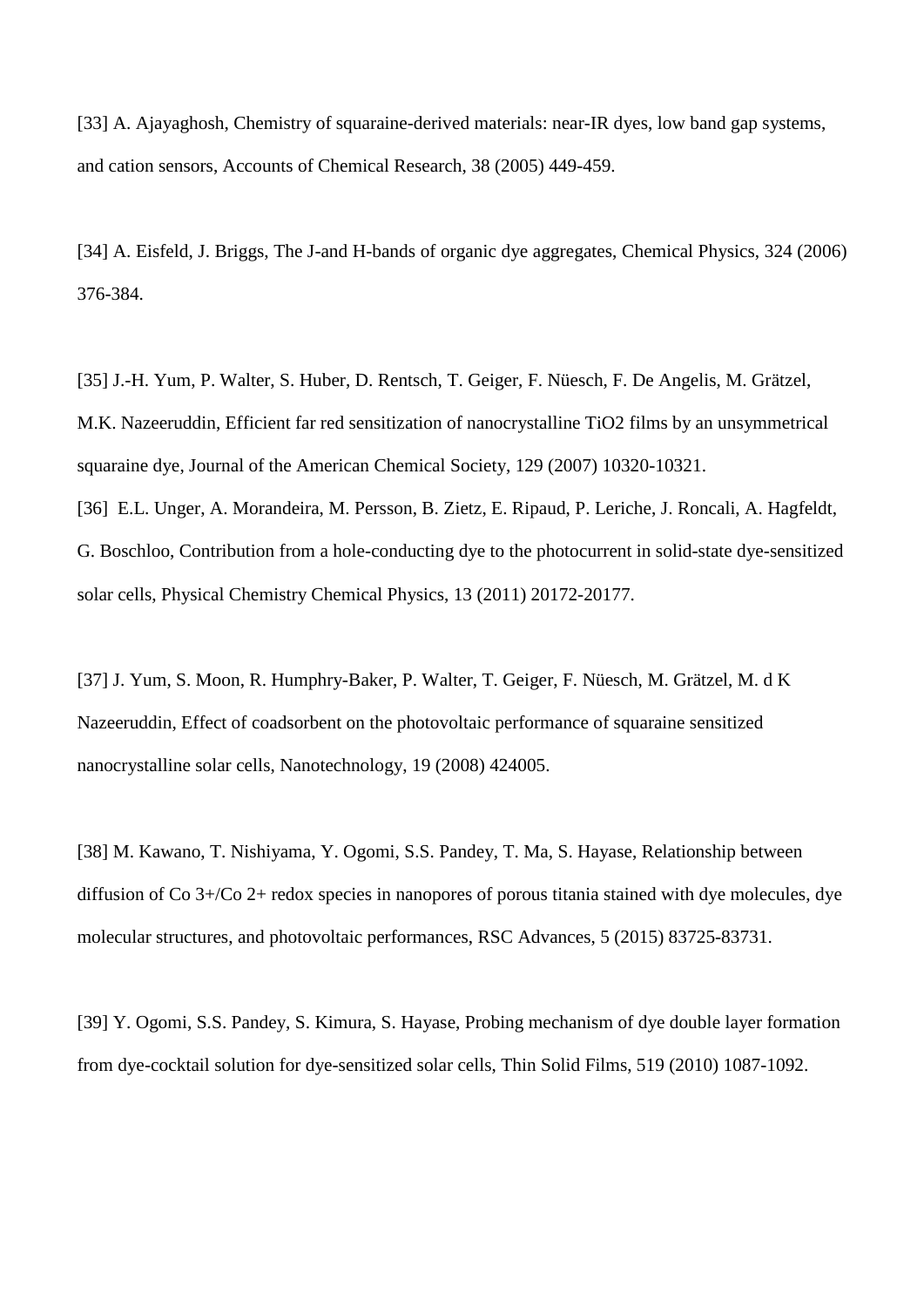[33] A. Ajayaghosh, Chemistry of squaraine-derived materials: near-IR dyes, low band gap systems, and cation sensors, Accounts of Chemical Research, 38 (2005) 449-459.

[34] A. Eisfeld, J. Briggs, The J-and H-bands of organic dye aggregates, Chemical Physics, 324 (2006) 376-384.

[35] J.-H. Yum, P. Walter, S. Huber, D. Rentsch, T. Geiger, F. Nüesch, F. De Angelis, M. Grätzel, M.K. Nazeeruddin, Efficient far red sensitization of nanocrystalline $TiO_2$ films by an unsymmetrical squaraine dye, Journal of the American Chemical Society, 129 (2007) 10320-10321.

[36] E.L. Unger, A. Morandeira, M. Persson, B. Zietz, E. Ripaud, P. Leriche, J. Roncali, A. Hagfeldt, G. Boschloo, Contribution from a hole-conducting dye to the photocurrent in solid-state dye-sensitized solar cells, Physical Chemistry Chemical Physics, 13 (2011) 20172-20177.

[37] J. Yum, S. Moon, R. Humphry-Baker, P. Walter, T. Geiger, F. Nüesch, M. Grätzel, M. d K Nazeeruddin, Effect of coadsorbent on the photovoltaic performance of squaraine sensitized nanocrystalline solar cells, Nanotechnology, 19 (2008) 424005.

[38] M. Kawano, T. Nishiyama, Y. Ogomi, S.S. Pandey, T. Ma, S. Hayase, Relationship between diffusion of $Co^{3+}/Co^{2+}$ redox species in nanopores of porous titania stained with dye molecules, dye molecular structures, and photovoltaic performances, RSC Advances, 5 (2015) 83725-83731.

[39] Y. Ogomi, S.S. Pandey, S. Kimura, S. Hayase, Probing mechanism of dye double layer formation from dye-cocktail solution for dye-sensitized solar cells, Thin Solid Films, 519 (2010) 1087-1092.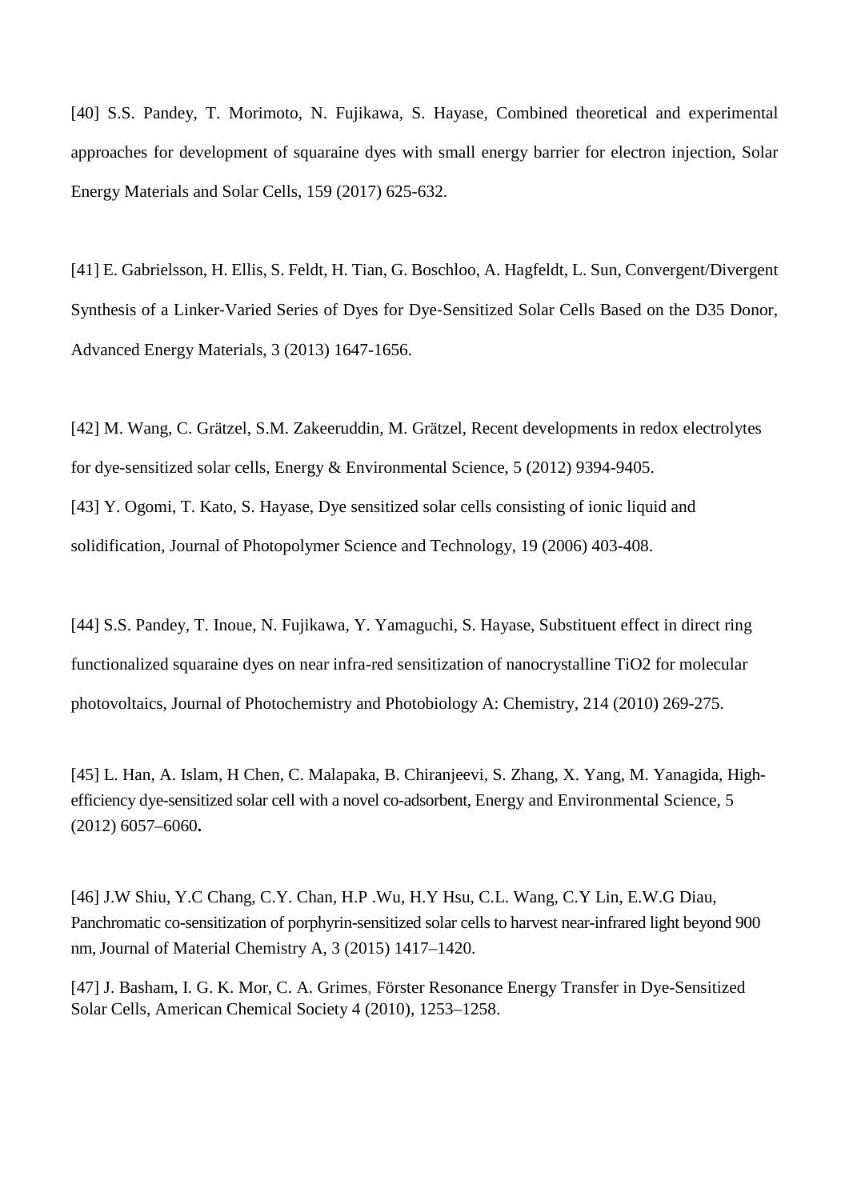[40] S.S. Pandey, T. Morimoto, N. Fujikawa, S. Hayase, Combined theoretical and experimental approaches for development of squaraine dyes with small energy barrier for electron injection, Solar Energy Materials and Solar Cells, 159 (2017) 625-632.

[41] E. Gabrielsson, H. Ellis, S. Feldt, H. Tian, G. Boschloo, A. Hagfeldt, L. Sun, Convergent/Divergent Synthesis of a Linker-Varied Series of Dyes for Dye-Sensitized Solar Cells Based on the D35 Donor, Advanced Energy Materials, 3 (2013) 1647-1656.

[42] M. Wang, C. Grätzel, S.M. Zakeeruddin, M. Grätzel, Recent developments in redox electrolytes for dye-sensitized solar cells, Energy & Environmental Science, 5 (2012) 9394-9405.

[43] Y. Ogomi, T. Kato, S. Hayase, Dye sensitized solar cells consisting of ionic liquid and solidification, Journal of Photopolymer Science and Technology, 19 (2006) 403-408.

[44] S.S. Pandey, T. Inoue, N. Fujikawa, Y. Yamaguchi, S. Hayase, Substituent effect in direct ring functionalized squaraine dyes on near infra-red sensitization of nanocrystalline TiO2 for molecular photovoltaics, Journal of Photochemistry and Photobiology A: Chemistry, 214 (2010) 269-275.

[45] L. Han, A. Islam, H Chen, C. Malapaka, B. Chiranjeevi, S. Zhang, X. Yang, M. Yanagida, High-efficiency dye-sensitized solar cell with a novel co-adsorbent, Energy and Environmental Science, 5 (2012) 6057–6060**.**

[46] J.W Shiu, Y.C Chang, C.Y. Chan, H.P .Wu, H.Y Hsu, C.L. Wang, C.Y Lin, E.W.G Diau, Panchromatic co-sensitization of porphyrin-sensitized solar cells to harvest near-infrared light beyond 900 nm, Journal of Material Chemistry A, 3 (2015) 1417–1420.

[47] J. Basham, I. G. K. Mor, C. A. Grimes, Förster Resonance Energy Transfer in Dye-Sensitized Solar Cells, American Chemical Society 4 (2010), 1253–1258.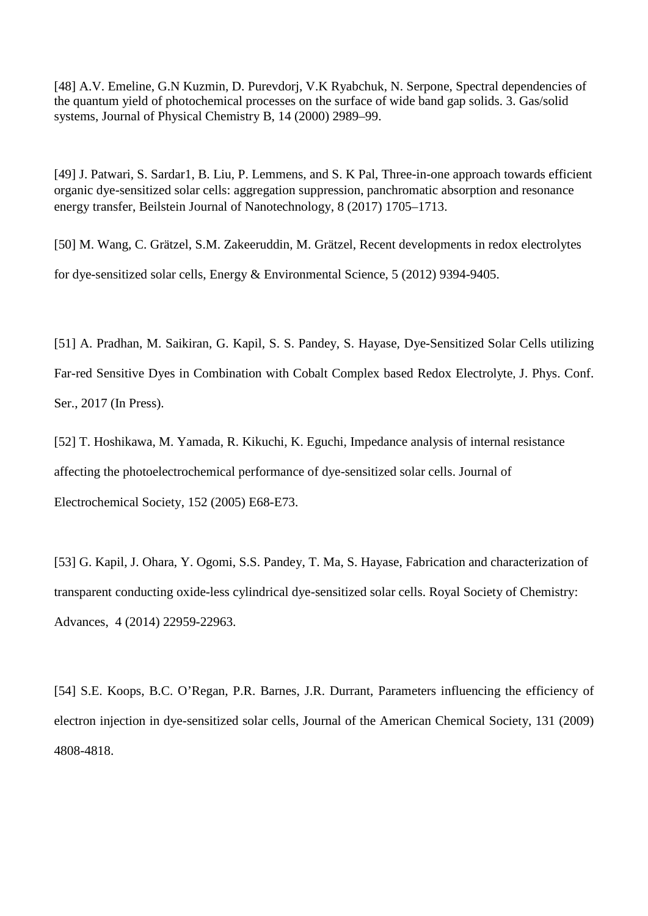[48] A.V. Emeline, G.N Kuzmin, D. Purevdorj, V.K Ryabchuk, N. Serpone, Spectral dependencies of the quantum yield of photochemical processes on the surface of wide band gap solids. 3. Gas/solid systems, Journal of Physical Chemistry B, 14 (2000) 2989–99.

[49] J. Patwari, S. Sardar1, B. Liu, P. Lemmens, and S. K Pal, Three-in-one approach towards efficient organic dye-sensitized solar cells: aggregation suppression, panchromatic absorption and resonance energy transfer, Beilstein Journal of Nanotechnology, 8 (2017) 1705–1713.

[50] M. Wang, C. Grätzel, S.M. Zakeeruddin, M. Grätzel, Recent developments in redox electrolytes for dye-sensitized solar cells, Energy & Environmental Science, 5 (2012) 9394-9405.

[51] A. Pradhan, M. Saikiran, G. Kapil, S. S. Pandey, S. Hayase, Dye-Sensitized Solar Cells utilizing Far-red Sensitive Dyes in Combination with Cobalt Complex based Redox Electrolyte, J. Phys. Conf. Ser., 2017 (In Press).

[52] T. Hoshikawa, M. Yamada, R. Kikuchi, K. Eguchi, Impedance analysis of internal resistance affecting the photoelectrochemical performance of dye-sensitized solar cells. Journal of Electrochemical Society, 152 (2005) E68-E73.

[53] G. Kapil, J. Ohara, Y. Ogomi, S.S. Pandey, T. Ma, S. Hayase, Fabrication and characterization of transparent conducting oxide-less cylindrical dye-sensitized solar cells. Royal Society of Chemistry: Advances, 4 (2014) 22959-22963.

[54] S.E. Koops, B.C. O'Regan, P.R. Barnes, J.R. Durrant, Parameters influencing the efficiency of electron injection in dye-sensitized solar cells, Journal of the American Chemical Society, 131 (2009) 4808-4818.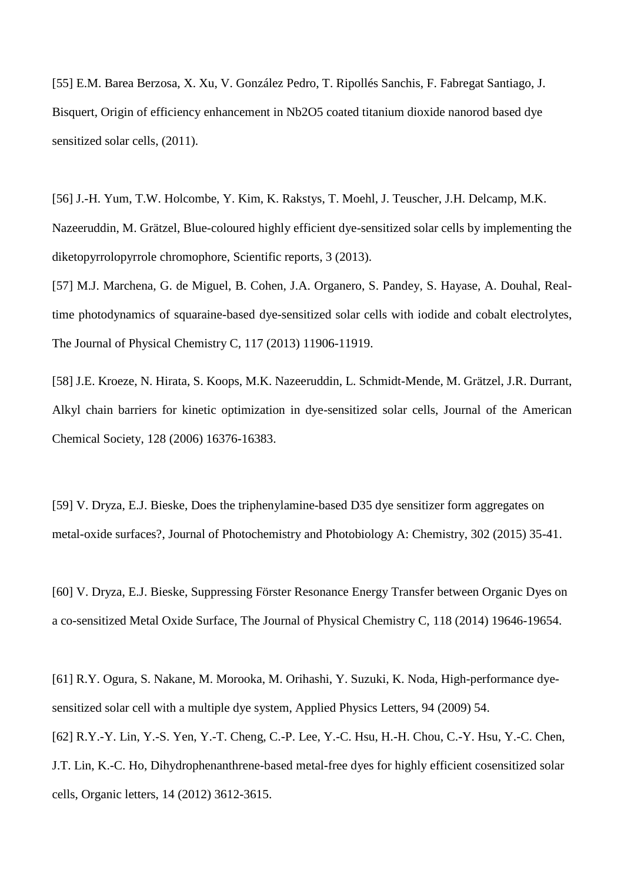[55] E.M. Barea Berzosa, X. Xu, V. González Pedro, T. Ripollés Sanchis, F. Fabregat Santiago, J. Bisquert, Origin of efficiency enhancement in Nb2O5 coated titanium dioxide nanorod based dye sensitized solar cells, (2011).

[56] J.-H. Yum, T.W. Holcombe, Y. Kim, K. Rakstys, T. Moehl, J. Teuscher, J.H. Delcamp, M.K. Nazeeruddin, M. Grätzel, Blue-coloured highly efficient dye-sensitized solar cells by implementing the diketopyrrolopyrrole chromophore, Scientific reports, 3 (2013).

[57] M.J. Marchena, G. de Miguel, B. Cohen, J.A. Organero, S. Pandey, S. Hayase, A. Douhal, Real-time photodynamics of squaraine-based dye-sensitized solar cells with iodide and cobalt electrolytes, The Journal of Physical Chemistry C, 117 (2013) 11906-11919.

[58] J.E. Kroeze, N. Hirata, S. Koops, M.K. Nazeeruddin, L. Schmidt-Mende, M. Grätzel, J.R. Durrant, Alkyl chain barriers for kinetic optimization in dye-sensitized solar cells, Journal of the American Chemical Society, 128 (2006) 16376-16383.

[59] V. Dryza, E.J. Bieske, Does the triphenylamine-based D35 dye sensitizer form aggregates on metal-oxide surfaces?, Journal of Photochemistry and Photobiology A: Chemistry, 302 (2015) 35-41.

[60] V. Dryza, E.J. Bieske, Suppressing Förster Resonance Energy Transfer between Organic Dyes on a co-sensitized Metal Oxide Surface, The Journal of Physical Chemistry C, 118 (2014) 19646-19654.

[61] R.Y. Ogura, S. Nakane, M. Morooka, M. Orihashi, Y. Suzuki, K. Noda, High-performance dye-sensitized solar cell with a multiple dye system, Applied Physics Letters, 94 (2009) 54.

[62] R.Y.-Y. Lin, Y.-S. Yen, Y.-T. Cheng, C.-P. Lee, Y.-C. Hsu, H.-H. Chou, C.-Y. Hsu, Y.-C. Chen, J.T. Lin, K.-C. Ho, Dihydrophenanthrene-based metal-free dyes for highly efficient cosensitized solar cells, Organic letters, 14 (2012) 3612-3615.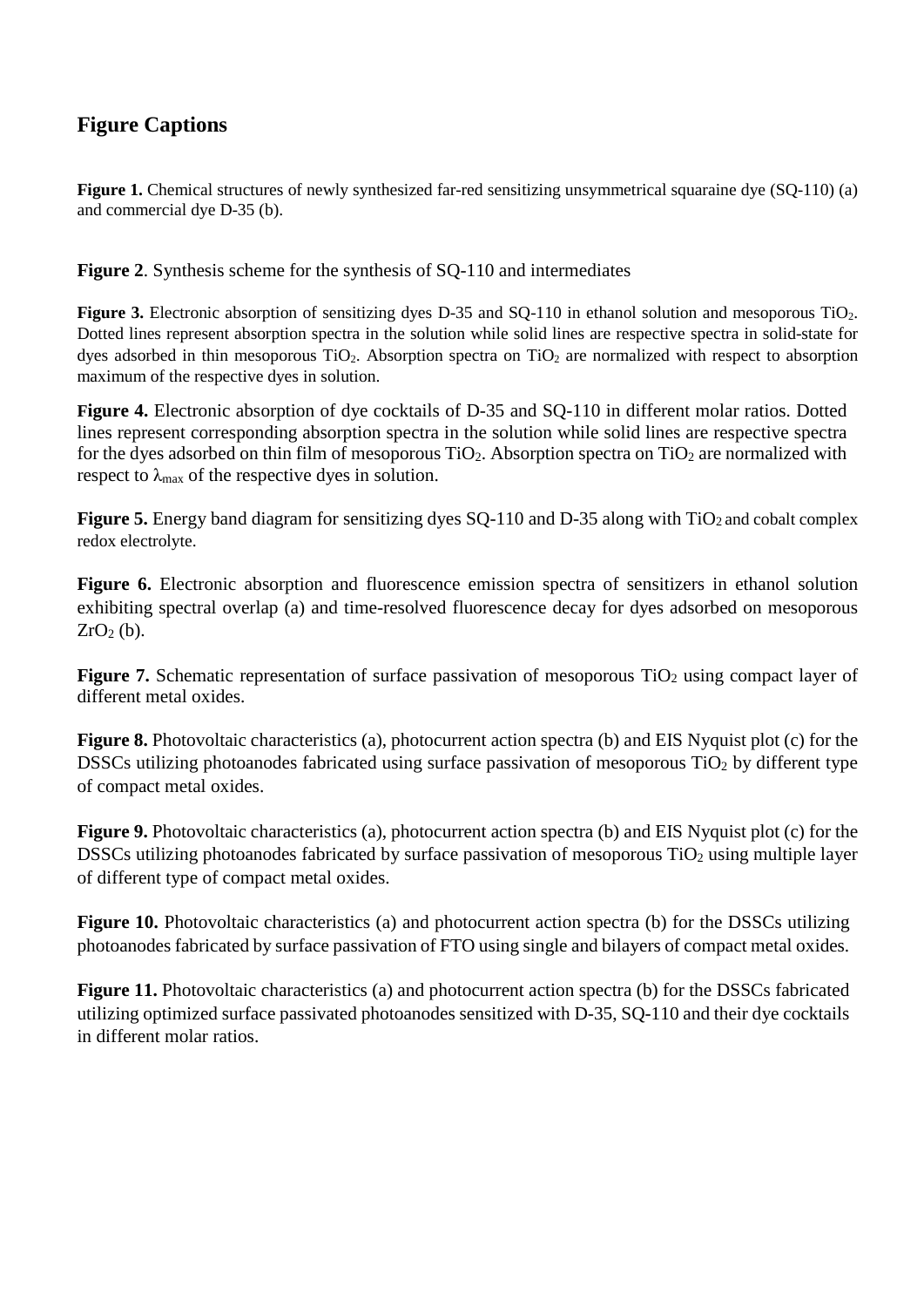## Figure Captions

**Figure 1.** Chemical structures of newly synthesized far-red sensitizing unsymmetrical squaraine dye (SQ-110) (a) and commercial dye D-35 (b).

**Figure 2**. Synthesis scheme for the synthesis of SQ-110 and intermediates

**Figure 3.** Electronic absorption of sensitizing dyes D-35 and SQ-110 in ethanol solution and mesoporous $TiO_2$. Dotted lines represent absorption spectra in the solution while solid lines are respective spectra in solid-state for dyes adsorbed in thin mesoporous $TiO_2$. Absorption spectra on $TiO_2$ are normalized with respect to absorption maximum of the respective dyes in solution.

**Figure 4.** Electronic absorption of dye cocktails of D-35 and SQ-110 in different molar ratios. Dotted lines represent corresponding absorption spectra in the solution while solid lines are respective spectra for the dyes adsorbed on thin film of mesoporous $TiO_2$. Absorption spectra on $TiO_2$ are normalized with respect to $\lambda_{max}$ of the respective dyes in solution.

**Figure 5.** Energy band diagram for sensitizing dyes SQ-110 and D-35 along with $TiO_2$ and cobalt complex redox electrolyte.

**Figure 6.** Electronic absorption and fluorescence emission spectra of sensitizers in ethanol solution exhibiting spectral overlap (a) and time-resolved fluorescence decay for dyes adsorbed on mesoporous $ZrO_2$ (b).

**Figure 7.** Schematic representation of surface passivation of mesoporous $TiO_2$ using compact layer of different metal oxides.

**Figure 8.** Photovoltaic characteristics (a), photocurrent action spectra (b) and EIS Nyquist plot (c) for the DSSCs utilizing photoanodes fabricated using surface passivation of mesoporous $TiO_2$ by different type of compact metal oxides.

**Figure 9.** Photovoltaic characteristics (a), photocurrent action spectra (b) and EIS Nyquist plot (c) for the DSSCs utilizing photoanodes fabricated by surface passivation of mesoporous $TiO_2$ using multiple layer of different type of compact metal oxides.

**Figure 10.** Photovoltaic characteristics (a) and photocurrent action spectra (b) for the DSSCs utilizing photoanodes fabricated by surface passivation of FTO using single and bilayers of compact metal oxides.

**Figure 11.** Photovoltaic characteristics (a) and photocurrent action spectra (b) for the DSSCs fabricated utilizing optimized surface passivated photoanodes sensitized with D-35, SQ-110 and their dye cocktails in different molar ratios.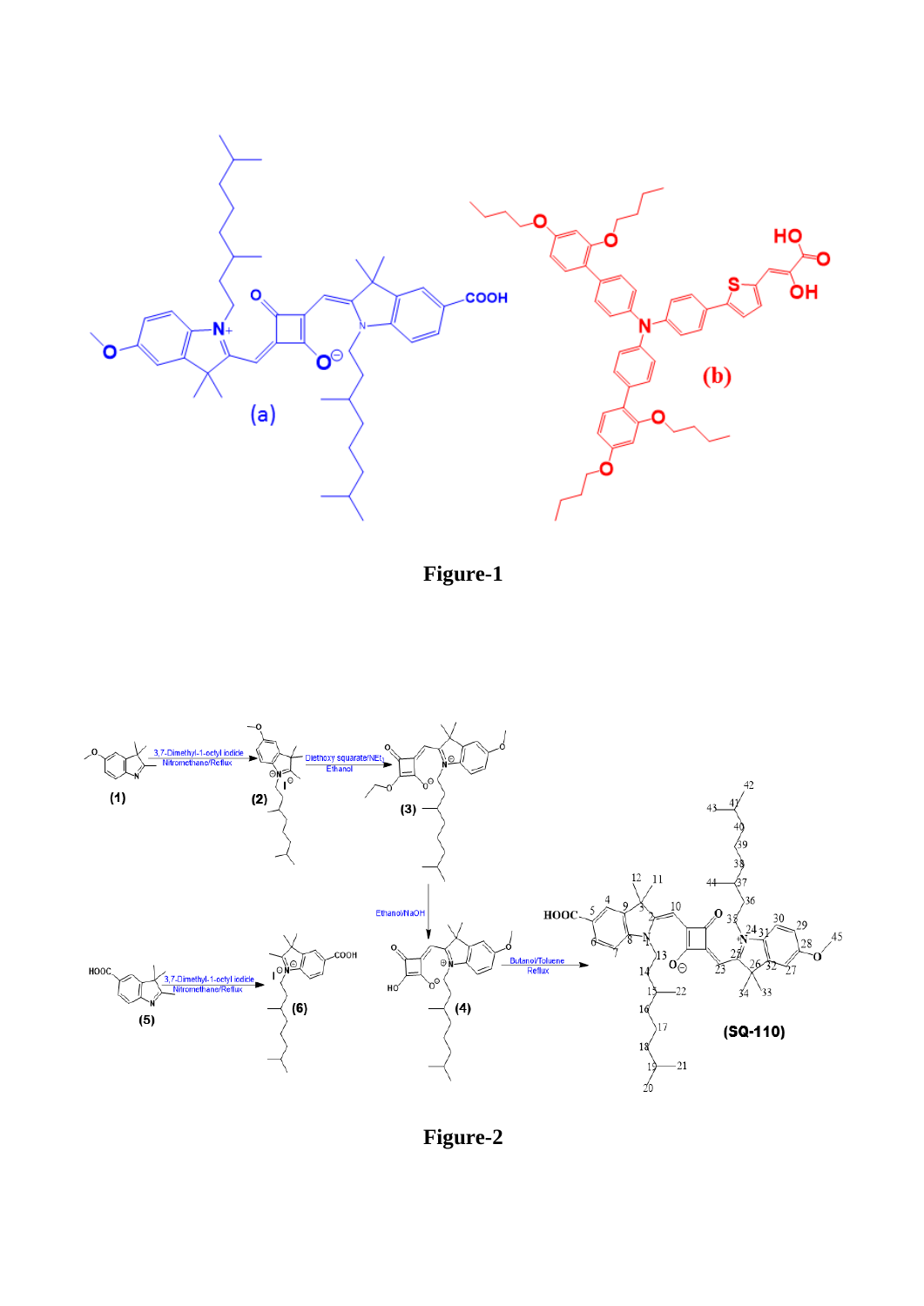**Figure-1**

**Figure-2**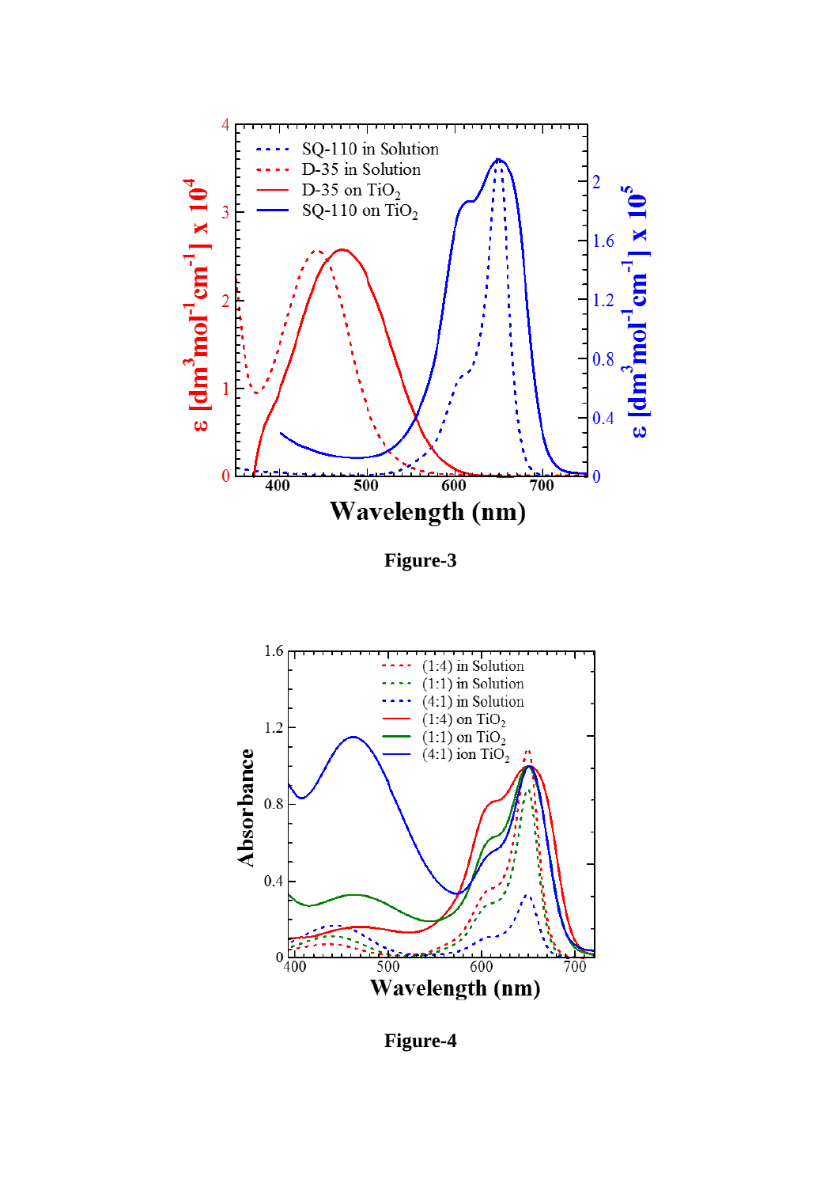Figure-3

Figure-4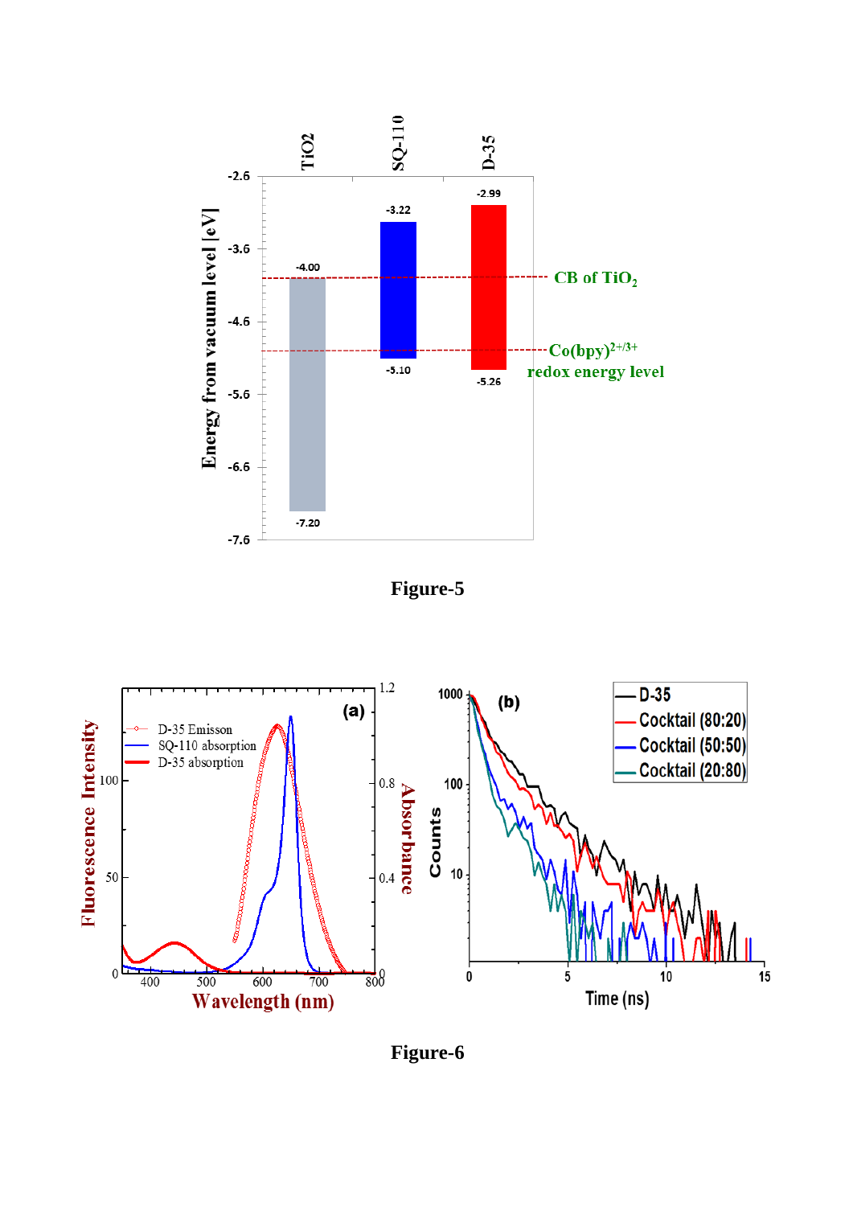Figure-5

Figure-6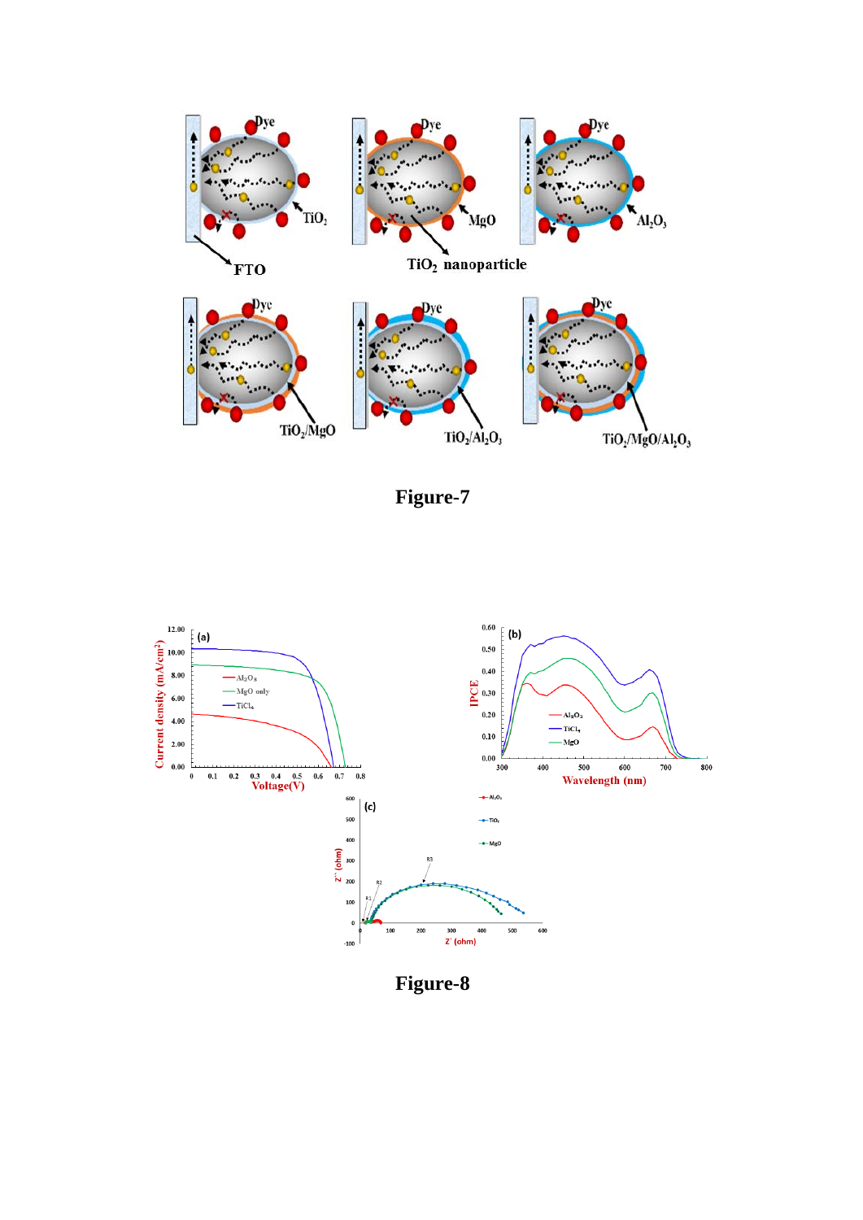Figure-7

Figure-8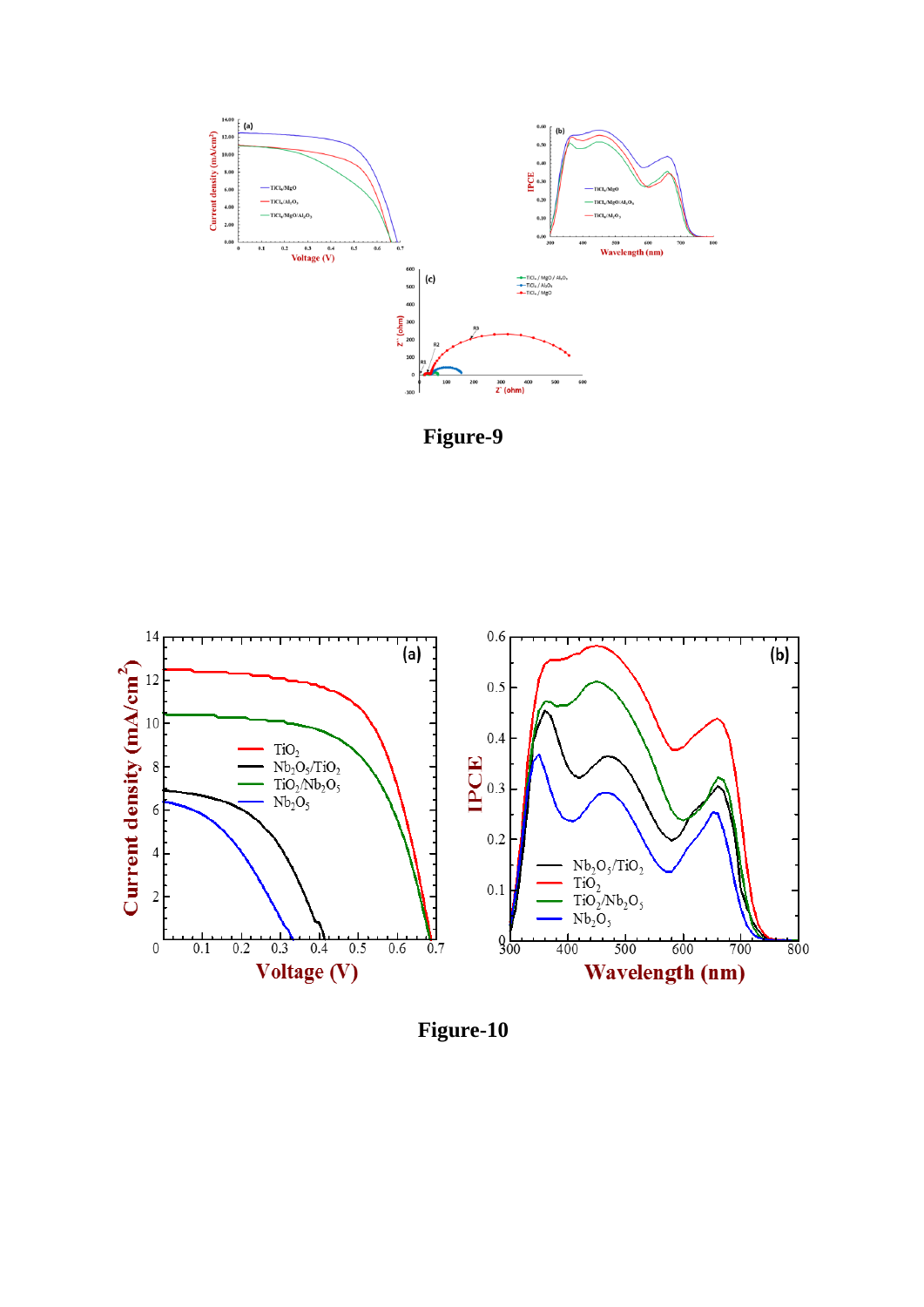Figure-9

Figure-10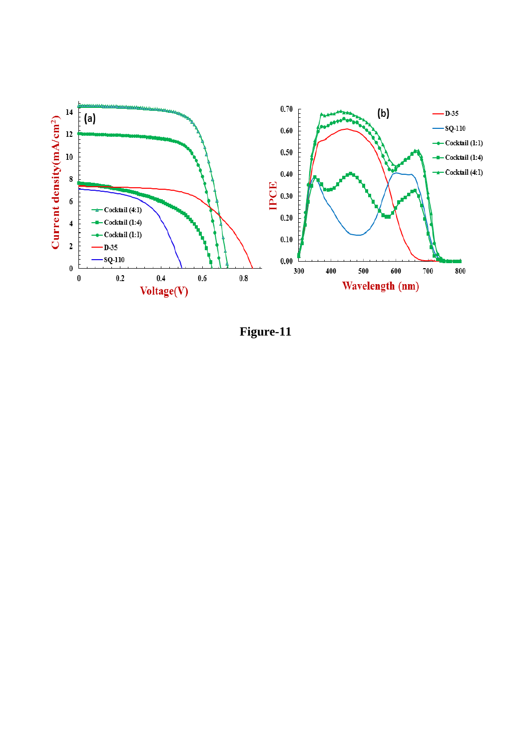(a)

Current density(mA/cm$^2$)

14
12
10
8
6
4
2
0

0
0.2
0.4
0.6
0.8

Voltage(V)

Cocktail (4:1)
Cocktail (1:4)
Cocktail (1:1)
D-35
SQ-110

(b)

IPCE

0.70
0.60
0.50
0.40
0.30
0.20
0.10
0.00

300
400
500
600
700
800

Wavelength (nm)

D-35
SQ-110
Cocktail (1:1)
Cocktail (1:4)
Cocktail (4:1)

**Figure-11**